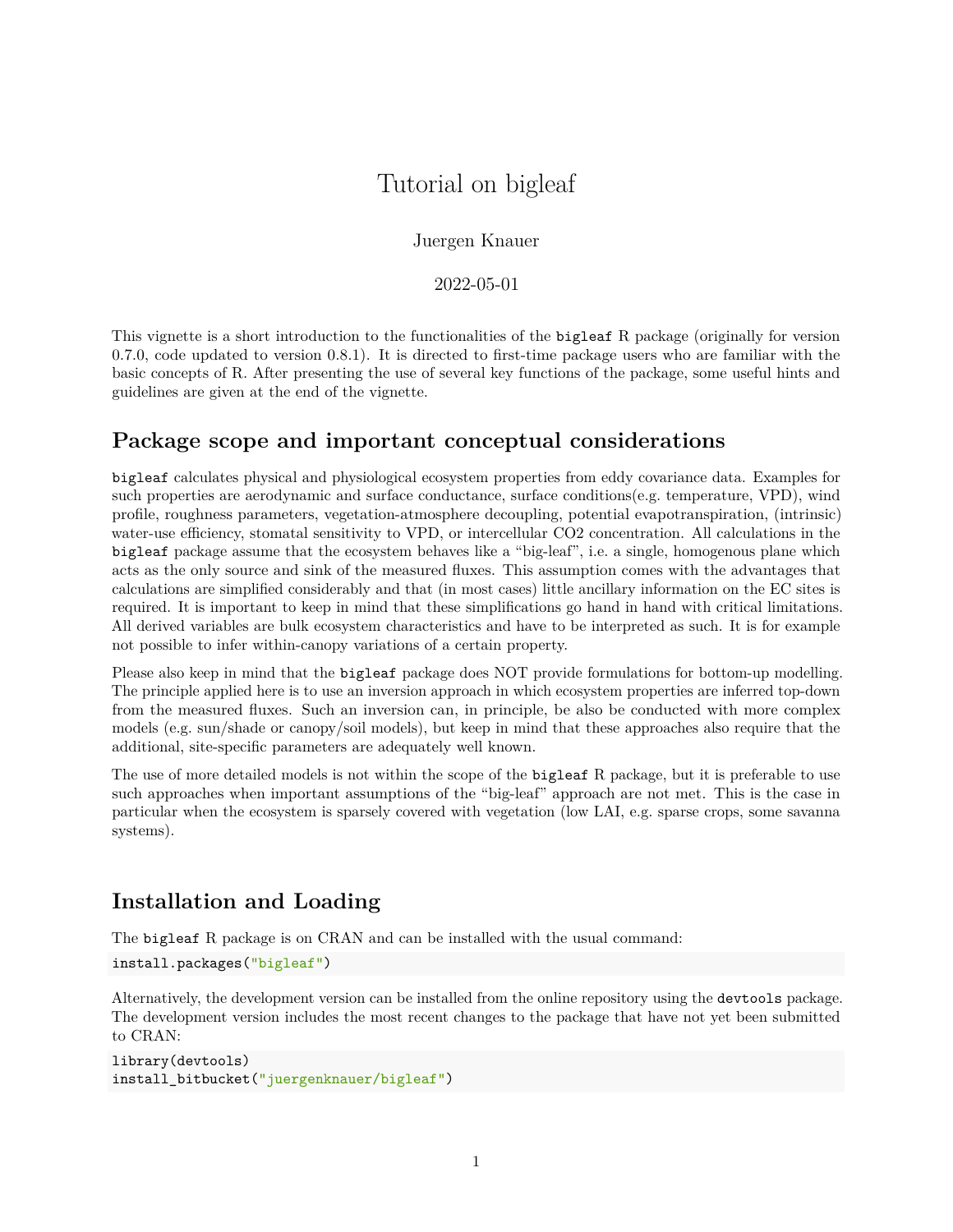# Tutorial on bigleaf

Juergen Knauer

2022-05-01

This vignette is a short introduction to the functionalities of the `bigleaf` R package (originally for version 0.7.0, code updated to version 0.8.1). It is directed to first-time package users who are familiar with the basic concepts of R. After presenting the use of several key functions of the package, some useful hints and guidelines are given at the end of the vignette.

## Package scope and important conceptual considerations

`bigleaf` calculates physical and physiological ecosystem properties from eddy covariance data. Examples for such properties are aerodynamic and surface conductance, surface conditions(e.g. temperature, VPD), wind profile, roughness parameters, vegetation-atmosphere decoupling, potential evapotranspiration, (intrinsic) water-use efficiency, stomatal sensitivity to VPD, or intercellular CO2 concentration. All calculations in the `bigleaf` package assume that the ecosystem behaves like a "big-leaf", i.e. a single, homogenous plane which acts as the only source and sink of the measured fluxes. This assumption comes with the advantages that calculations are simplified considerably and that (in most cases) little ancillary information on the EC sites is required. It is important to keep in mind that these simplifications go hand in hand with critical limitations. All derived variables are bulk ecosystem characteristics and have to be interpreted as such. It is for example not possible to infer within-canopy variations of a certain property.

Please also keep in mind that the `bigleaf` package does NOT provide formulations for bottom-up modelling. The principle applied here is to use an inversion approach in which ecosystem properties are inferred top-down from the measured fluxes. Such an inversion can, in principle, be also be conducted with more complex models (e.g. sun/shade or canopy/soil models), but keep in mind that these approaches also require that the additional, site-specific parameters are adequately well known.

The use of more detailed models is not within the scope of the `bigleaf` R package, but it is preferable to use such approaches when important assumptions of the "big-leaf" approach are not met. This is the case in particular when the ecosystem is sparsely covered with vegetation (low LAI, e.g. sparse crops, some savanna systems).

## Installation and Loading

The `bigleaf` R package is on CRAN and can be installed with the usual command:

```
install.packages("bigleaf")
```

Alternatively, the development version can be installed from the online repository using the `devtools` package. The development version includes the most recent changes to the package that have not yet been submitted to CRAN:

```
library(devtools)
install_bitbucket("juergenknauer/bigleaf")
```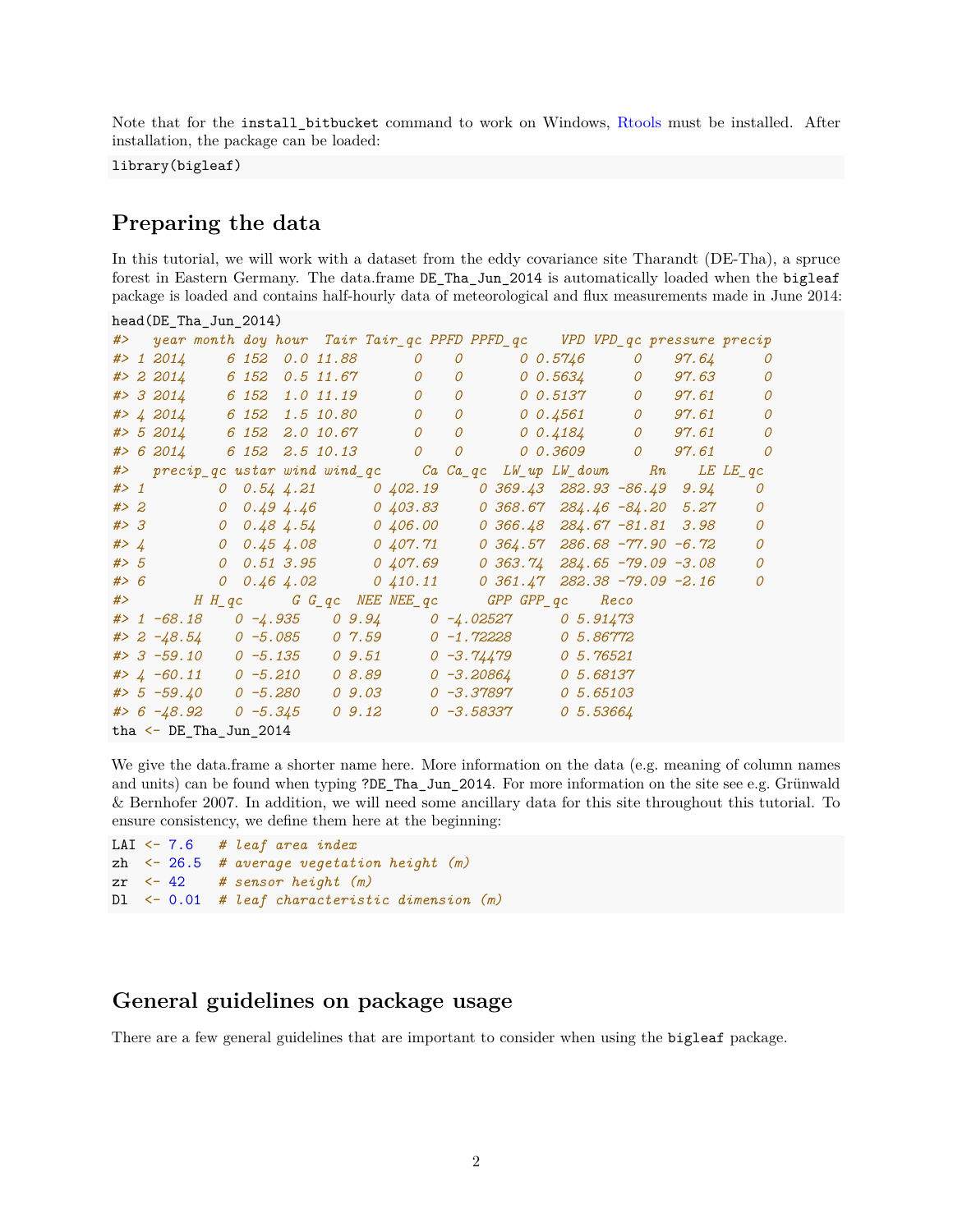Note that for the `install_bitbucket` command to work on Windows, Rtools must be installed. After installation, the package can be loaded:

```
library(bigleaf)
```

## Preparing the data

In this tutorial, we will work with a dataset from the eddy covariance site Tharandt (DE-Tha), a spruce forest in Eastern Germany. The data.frame `DE_Tha_Jun_2014` is automatically loaded when the `bigleaf` package is loaded and contains half-hourly data of meteorological and flux measurements made in June 2014:

```
head(DE_Tha_Jun_2014)
#>   year month doy hour  Tair Tair_qc PPFD PPFD_qc    VPD VPD_qc pressure precip
#> 1 2014     6 152  0.0 11.88       0    0       0 0.5746      0    97.64      0
#> 2 2014     6 152  0.5 11.67       0    0       0 0.5634      0    97.63      0
#> 3 2014     6 152  1.0 11.19       0    0       0 0.5137      0    97.61      0
#> 4 2014     6 152  1.5 10.80       0    0       0 0.4561      0    97.61      0
#> 5 2014     6 152  2.0 10.67       0    0       0 0.4184      0    97.61      0
#> 6 2014     6 152  2.5 10.13       0    0       0 0.3609      0    97.61      0
#>   precip_qc ustar wind wind_qc     Ca Ca_qc  LW_up LW_down     Rn    LE LE_qc
#> 1         0  0.54 4.21       0 402.19     0 369.43  282.93 -86.49  9.94     0
#> 2         0  0.49 4.46       0 403.83     0 368.67  284.46 -84.20  5.27     0
#> 3         0  0.48 4.54       0 406.00     0 366.48  284.67 -81.81  3.98     0
#> 4         0  0.45 4.08       0 407.71     0 364.57  286.68 -77.90 -6.72     0
#> 5         0  0.51 3.95       0 407.69     0 363.74  284.65 -79.09 -3.08     0
#> 6         0  0.46 4.02       0 410.11     0 361.47  282.38 -79.09 -2.16     0
#>        H H_qc      G G_qc  NEE NEE_qc      GPP GPP_qc    Reco
#> 1 -68.18    0 -4.935    0 9.94      0 -4.02527      0 5.91473
#> 2 -48.54    0 -5.085    0 7.59      0 -1.72228      0 5.86772
#> 3 -59.10    0 -5.135    0 9.51      0 -3.74479      0 5.76521
#> 4 -60.11    0 -5.210    0 8.89      0 -3.20864      0 5.68137
#> 5 -59.40    0 -5.280    0 9.03      0 -3.37897      0 5.65103
#> 6 -48.92    0 -5.345    0 9.12      0 -3.58337      0 5.53664
tha <- DE_Tha_Jun_2014
```

We give the data.frame a shorter name here. More information on the data (e.g. meaning of column names and units) can be found when typing `?DE_Tha_Jun_2014`. For more information on the site see e.g. Grünwald & Bernhofer 2007. In addition, we will need some ancillary data for this site throughout this tutorial. To ensure consistency, we define them here at the beginning:

```
LAI <- 7.6   # leaf area index
zh  <- 26.5  # average vegetation height (m)
zr  <- 42    # sensor height (m)
Dl  <- 0.01  # leaf characteristic dimension (m)
```

## General guidelines on package usage

There are a few general guidelines that are important to consider when using the `bigleaf` package.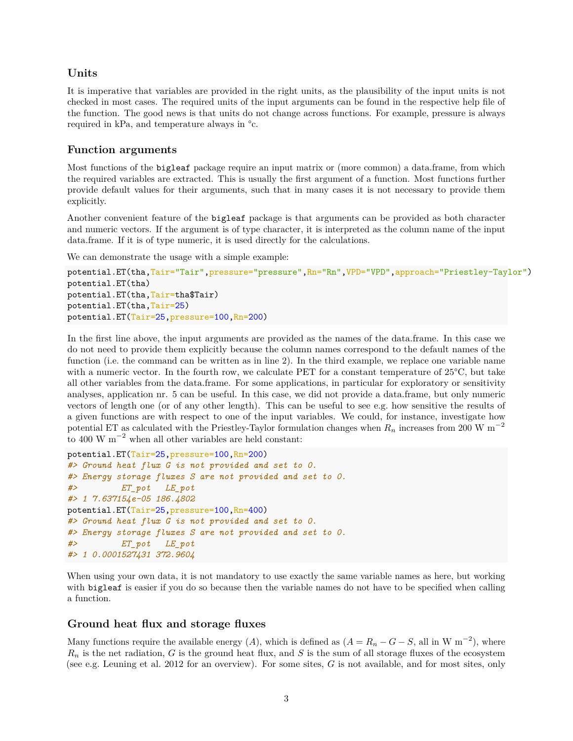### Units

It is imperative that variables are provided in the right units, as the plausibility of the input units is not checked in most cases. The required units of the input arguments can be found in the respective help file of the function. The good news is that units do not change across functions. For example, pressure is always required in kPa, and temperature always in °c.

### Function arguments

Most functions of the `bigleaf` package require an input matrix or (more common) a data.frame, from which the required variables are extracted. This is usually the first argument of a function. Most functions further provide default values for their arguments, such that in many cases it is not necessary to provide them explicitly.

Another convenient feature of the `bigleaf` package is that arguments can be provided as both character and numeric vectors. If the argument is of type character, it is interpreted as the column name of the input data.frame. If it is of type numeric, it is used directly for the calculations.

We can demonstrate the usage with a simple example:

```
potential.ET(tha,Tair="Tair",pressure="pressure",Rn="Rn",VPD="VPD",approach="Priestley-Taylor")
potential.ET(tha)
potential.ET(tha,Tair=tha$Tair)
potential.ET(tha,Tair=25)
potential.ET(Tair=25,pressure=100,Rn=200)
```

In the first line above, the input arguments are provided as the names of the data.frame. In this case we do not need to provide them explicitly because the column names correspond to the default names of the function (i.e. the command can be written as in line 2). In the third example, we replace one variable name with a numeric vector. In the fourth row, we calculate PET for a constant temperature of 25°C, but take all other variables from the data.frame. For some applications, in particular for exploratory or sensitivity analyses, application nr. 5 can be useful. In this case, we did not provide a data.frame, but only numeric vectors of length one (or of any other length). This can be useful to see e.g. how sensitive the results of a given functions are with respect to one of the input variables. We could, for instance, investigate how potential ET as calculated with the Priestley-Taylor formulation changes when $R_n$ increases from 200 W m$^{-2}$ to 400 W m$^{-2}$ when all other variables are held constant:

```
potential.ET(Tair=25,pressure=100,Rn=200)
#> Ground heat flux G is not provided and set to 0.
#> Energy storage fluxes S are not provided and set to 0.
#>         ET_pot   LE_pot
#> 1 7.637154e-05 186.4802
potential.ET(Tair=25,pressure=100,Rn=400)
#> Ground heat flux G is not provided and set to 0.
#> Energy storage fluxes S are not provided and set to 0.
#>         ET_pot   LE_pot
#> 1 0.0001527431 372.9604
```

When using your own data, it is not mandatory to use exactly the same variable names as here, but working with `bigleaf` is easier if you do so because then the variable names do not have to be specified when calling a function.

### Ground heat flux and storage fluxes

Many functions require the available energy ($A$), which is defined as ($A = R_n - G - S$, all in W m$^{-2}$), where $R_n$ is the net radiation, $G$ is the ground heat flux, and $S$ is the sum of all storage fluxes of the ecosystem (see e.g. Leuning et al. 2012 for an overview). For some sites, $G$ is not available, and for most sites, only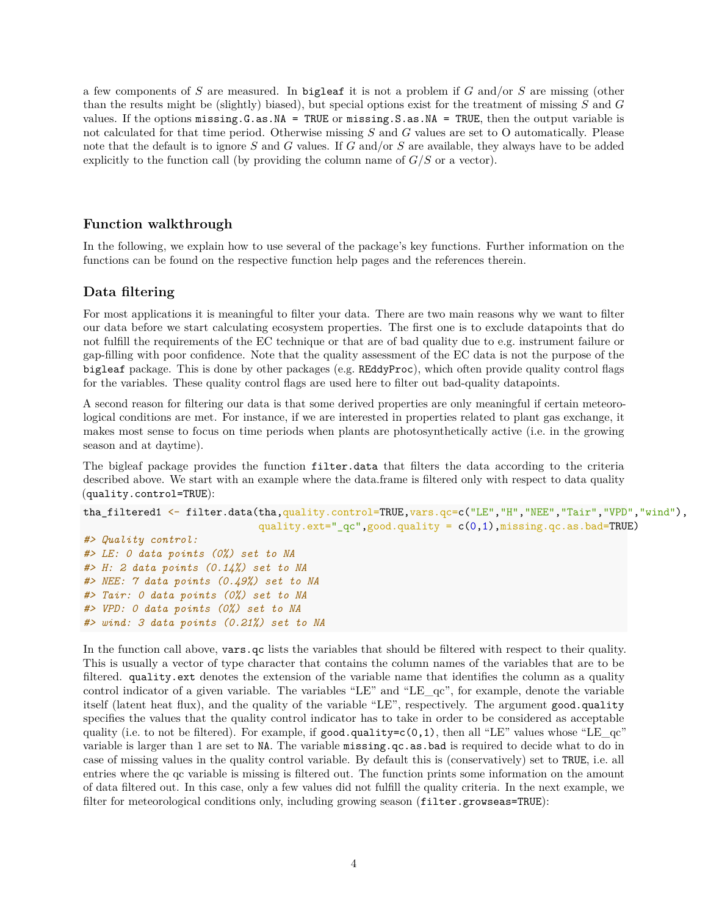a few components of $S$ are measured. In bigleaf it is not a problem if $G$ and/or $S$ are missing (other than the results might be (slightly) biased), but special options exist for the treatment of missing $S$ and $G$ values. If the options `missing.G.as.NA = TRUE` or `missing.S.as.NA = TRUE`, then the output variable is not calculated for that time period. Otherwise missing $S$ and $G$ values are set to O automatically. Please note that the default is to ignore $S$ and $G$ values. If $G$ and/or $S$ are available, they always have to be added explicitly to the function call (by providing the column name of $G/S$ or a vector).

## Function walkthrough

In the following, we explain how to use several of the package's key functions. Further information on the functions can be found on the respective function help pages and the references therein.

## Data filtering

For most applications it is meaningful to filter your data. There are two main reasons why we want to filter our data before we start calculating ecosystem properties. The first one is to exclude datapoints that do not fulfill the requirements of the EC technique or that are of bad quality due to e.g. instrument failure or gap-filling with poor confidence. Note that the quality assessment of the EC data is not the purpose of the bigleaf package. This is done by other packages (e.g. REddyProc), which often provide quality control flags for the variables. These quality control flags are used here to filter out bad-quality datapoints.

A second reason for filtering our data is that some derived properties are only meaningful if certain meteorological conditions are met. For instance, if we are interested in properties related to plant gas exchange, it makes most sense to focus on time periods when plants are photosynthetically active (i.e. in the growing season and at daytime).

The bigleaf package provides the function `filter.data` that filters the data according to the criteria described above. We start with an example where the data.frame is filtered only with respect to data quality (`quality.control=TRUE`):

```
tha_filtered1 <- filter.data(tha,quality.control=TRUE,vars.qc=c("LE","H","NEE","Tair","VPD","wind"),
                             quality.ext="_qc",good.quality = c(0,1),missing.qc.as.bad=TRUE)
#> Quality control:
#> LE: 0 data points (0%) set to NA
#> H: 2 data points (0.14%) set to NA
#> NEE: 7 data points (0.49%) set to NA
#> Tair: 0 data points (0%) set to NA
#> VPD: 0 data points (0%) set to NA
#> wind: 3 data points (0.21%) set to NA
```

In the function call above, `vars.qc` lists the variables that should be filtered with respect to their quality. This is usually a vector of type character that contains the column names of the variables that are to be filtered. `quality.ext` denotes the extension of the variable name that identifies the column as a quality control indicator of a given variable. The variables "LE" and "LE_qc", for example, denote the variable itself (latent heat flux), and the quality of the variable "LE", respectively. The argument `good.quality` specifies the values that the quality control indicator has to take in order to be considered as acceptable quality (i.e. to not be filtered). For example, if `good.quality=c(0,1)`, then all "LE" values whose "LE_qc" variable is larger than 1 are set to `NA`. The variable `missing.qc.as.bad` is required to decide what to do in case of missing values in the quality control variable. By default this is (conservatively) set to `TRUE`, i.e. all entries where the qc variable is missing is filtered out. The function prints some information on the amount of data filtered out. In this case, only a few values did not fulfill the quality criteria. In the next example, we filter for meteorological conditions only, including growing season (`filter.growseas=TRUE`):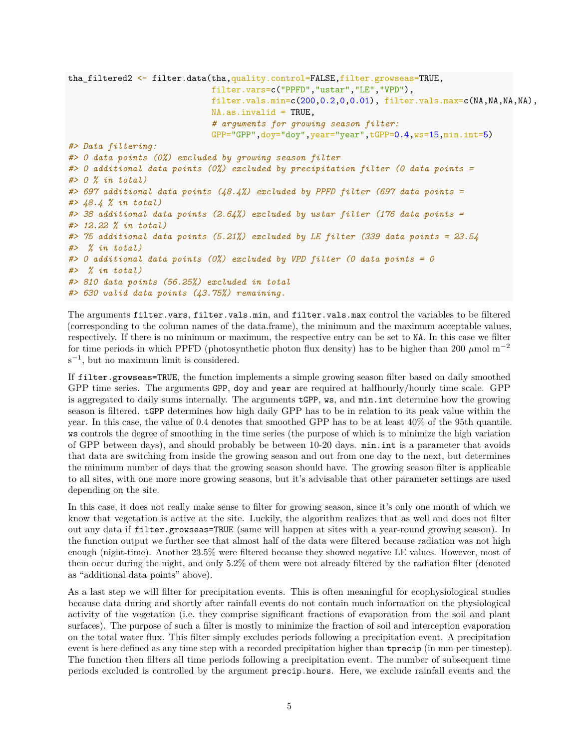```r
tha_filtered2 <- filter.data(tha,quality.control=FALSE,filter.growseas=TRUE,
                             filter.vars=c("PPFD","ustar","LE","VPD"),
                             filter.vals.min=c(200,0.2,0,0.01), filter.vals.max=c(NA,NA,NA,NA),
                             NA.as.invalid = TRUE,
                             # arguments for growing season filter:
                             GPP="GPP",doy="doy",year="year",tGPP=0.4,ws=15,min.int=5)
#> Data filtering:
#> 0 data points (0%) excluded by growing season filter
#> 0 additional data points (0%) excluded by precipitation filter (0 data points =
#> 0 % in total)
#> 697 additional data points (48.4%) excluded by PPFD filter (697 data points =
#> 48.4 % in total)
#> 38 additional data points (2.64%) excluded by ustar filter (176 data points =
#> 12.22 % in total)
#> 75 additional data points (5.21%) excluded by LE filter (339 data points = 23.54
#>  % in total)
#> 0 additional data points (0%) excluded by VPD filter (0 data points = 0
#>  % in total)
#> 810 data points (56.25%) excluded in total
#> 630 valid data points (43.75%) remaining.
```

The arguments `filter.vars`, `filter.vals.min`, and `filter.vals.max` control the variables to be filtered (corresponding to the column names of the data.frame), the minimum and the maximum acceptable values, respectively. If there is no minimum or maximum, the respective entry can be set to `NA`. In this case we filter for time periods in which PPFD (photosynthetic photon flux density) has to be higher than 200 $\mu$mol m$^{-2}$ s$^{-1}$, but no maximum limit is considered.

If `filter.growseas=TRUE`, the function implements a simple growing season filter based on daily smoothed GPP time series. The arguments `GPP`, `doy` and `year` are required at halfhourly/hourly time scale. GPP is aggregated to daily sums internally. The arguments `tGPP`, `ws`, and `min.int` determine how the growing season is filtered. `tGPP` determines how high daily GPP has to be in relation to its peak value within the year. In this case, the value of 0.4 denotes that smoothed GPP has to be at least 40% of the 95th quantile. `ws` controls the degree of smoothing in the time series (the purpose of which is to minimize the high variation of GPP between days), and should probably be between 10-20 days. `min.int` is a parameter that avoids that data are switching from inside the growing season and out from one day to the next, but determines the minimum number of days that the growing season should have. The growing season filter is applicable to all sites, with one more more growing seasons, but it's advisable that other parameter settings are used depending on the site.

In this case, it does not really make sense to filter for growing season, since it's only one month of which we know that vegetation is active at the site. Luckily, the algorithm realizes that as well and does not filter out any data if `filter.growseas=TRUE` (same will happen at sites with a year-round growing season). In the function output we further see that almost half of the data were filtered because radiation was not high enough (night-time). Another 23.5% were filtered because they showed negative LE values. However, most of them occur during the night, and only 5.2% of them were not already filtered by the radiation filter (denoted as "additional data points" above).

As a last step we will filter for precipitation events. This is often meaningful for ecophysiological studies because data during and shortly after rainfall events do not contain much information on the physiological activity of the vegetation (i.e. they comprise significant fractions of evaporation from the soil and plant surfaces). The purpose of such a filter is mostly to minimize the fraction of soil and interception evaporation on the total water flux. This filter simply excludes periods following a precipitation event. A precipitation event is here defined as any time step with a recorded precipitation higher than `tprecip` (in mm per timestep). The function then filters all time periods following a precipitation event. The number of subsequent time periods excluded is controlled by the argument `precip.hours`. Here, we exclude rainfall events and the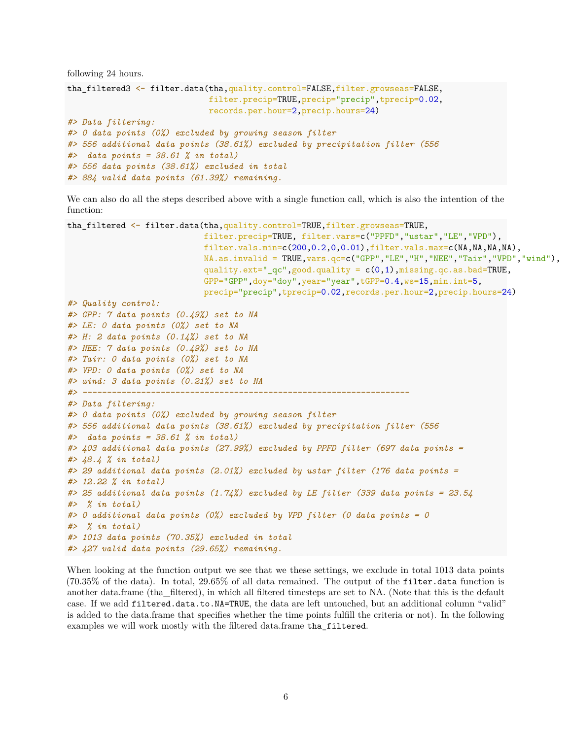following 24 hours.

```
tha_filtered3 <- filter.data(tha,quality.control=FALSE,filter.growseas=FALSE,
                             filter.precip=TRUE,precip="precip",tprecip=0.02,
                             records.per.hour=2,precip.hours=24)
#> Data filtering:
#> 0 data points (0%) excluded by growing season filter
#> 556 additional data points (38.61%) excluded by precipitation filter (556
#>  data points = 38.61 % in total)
#> 556 data points (38.61%) excluded in total
#> 884 valid data points (61.39%) remaining.
```

We can also do all the steps described above with a single function call, which is also the intention of the function:

```
tha_filtered <- filter.data(tha,quality.control=TRUE,filter.growseas=TRUE,
                            filter.precip=TRUE, filter.vars=c("PPFD","ustar","LE","VPD"),
                            filter.vals.min=c(200,0.2,0,0.01),filter.vals.max=c(NA,NA,NA,NA),
                            NA.as.invalid = TRUE,vars.qc=c("GPP","LE","H","NEE","Tair","VPD","wind"),
                            quality.ext="_qc",good.quality = c(0,1),missing.qc.as.bad=TRUE,
                            GPP="GPP",doy="doy",year="year",tGPP=0.4,ws=15,min.int=5,
                            precip="precip",tprecip=0.02,records.per.hour=2,precip.hours=24)
#> Quality control:
#> GPP: 7 data points (0.49%) set to NA
#> LE: 0 data points (0%) set to NA
#> H: 2 data points (0.14%) set to NA
#> NEE: 7 data points (0.49%) set to NA
#> Tair: 0 data points (0%) set to NA
#> VPD: 0 data points (0%) set to NA
#> wind: 3 data points (0.21%) set to NA
#> -------------------------------------------------------------------
#> Data filtering:
#> 0 data points (0%) excluded by growing season filter
#> 556 additional data points (38.61%) excluded by precipitation filter (556
#>  data points = 38.61 % in total)
#> 403 additional data points (27.99%) excluded by PPFD filter (697 data points =
#> 48.4 % in total)
#> 29 additional data points (2.01%) excluded by ustar filter (176 data points =
#> 12.22 % in total)
#> 25 additional data points (1.74%) excluded by LE filter (339 data points = 23.54
#>  % in total)
#> 0 additional data points (0%) excluded by VPD filter (0 data points = 0
#>  % in total)
#> 1013 data points (70.35%) excluded in total
#> 427 valid data points (29.65%) remaining.
```

When looking at the function output we see that we these settings, we exclude in total 1013 data points (70.35% of the data). In total, 29.65% of all data remained. The output of the `filter.data` function is another data.frame (tha_filtered), in which all filtered timesteps are set to NA. (Note that this is the default case. If we add `filtered.data.to.NA=TRUE`, the data are left untouched, but an additional column "valid" is added to the data.frame that specifies whether the time points fulfill the criteria or not). In the following examples we will work mostly with the filtered data.frame `tha_filtered`.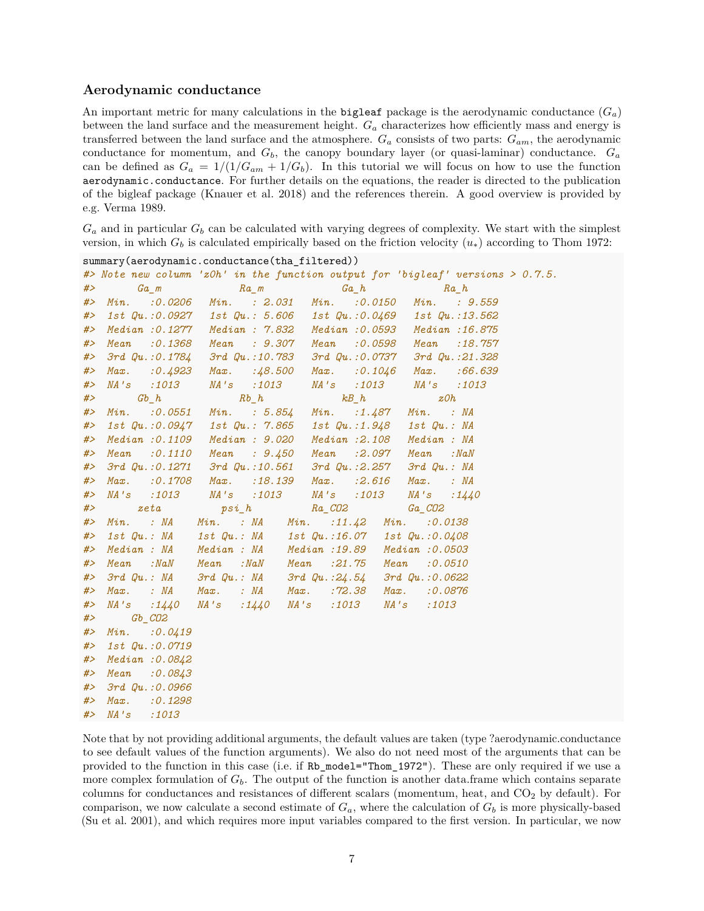### Aerodynamic conductance

An important metric for many calculations in the `bigleaf` package is the aerodynamic conductance ($G_a$) between the land surface and the measurement height. $G_a$ characterizes how efficiently mass and energy is transferred between the land surface and the atmosphere. $G_a$ consists of two parts: $G_{am}$, the aerodynamic conductance for momentum, and $G_b$, the canopy boundary layer (or quasi-laminar) conductance. $G_a$ can be defined as $G_a = 1/(1/G_{am} + 1/G_b)$. In this tutorial we will focus on how to use the function `aerodynamic.conductance`. For further details on the equations, the reader is directed to the publication of the bigleaf package (Knauer et al. 2018) and the references therein. A good overview is provided by e.g. Verma 1989.

$G_a$ and in particular $G_b$ can be calculated with varying degrees of complexity. We start with the simplest version, in which $G_b$ is calculated empirically based on the friction velocity ($u_*$) according to Thom 1972:

```
summary(aerodynamic.conductance(tha_filtered))
#> Note new column 'z0h' in the function output for 'bigleaf' versions > 0.7.5.
#>       Ga_m             Ra_m             Ga_h             Ra_h       
#>  Min.   :0.0206   Min.   : 2.031   Min.   :0.0150   Min.   : 9.559  
#>  1st Qu.:0.0927   1st Qu.: 5.606   1st Qu.:0.0469   1st Qu.:13.562  
#>  Median :0.1277   Median : 7.832   Median :0.0593   Median :16.875  
#>  Mean   :0.1368   Mean   : 9.307   Mean   :0.0598   Mean   :18.757  
#>  3rd Qu.:0.1784   3rd Qu.:10.783   3rd Qu.:0.0737   3rd Qu.:21.328  
#>  Max.   :0.4923   Max.   :48.500   Max.   :0.1046   Max.   :66.639  
#>  NA's   :1013     NA's   :1013     NA's   :1013     NA's   :1013    
#>       Gb_h             Rb_h             kB_h            z0h      
#>  Min.   :0.0551   Min.   : 5.854   Min.   :1.487   Min.   : NA   
#>  1st Qu.:0.0947   1st Qu.: 7.865   1st Qu.:1.948   1st Qu.: NA   
#>  Median :0.1109   Median : 9.020   Median :2.108   Median : NA   
#>  Mean   :0.1110   Mean   : 9.450   Mean   :2.097   Mean   :NaN   
#>  3rd Qu.:0.1271   3rd Qu.:10.561   3rd Qu.:2.257   3rd Qu.: NA   
#>  Max.   :0.1708   Max.   :18.139   Max.   :2.616   Max.   : NA   
#>  NA's   :1013     NA's   :1013     NA's   :1013    NA's   :1440  
#>       zeta          psi_h          Ra_CO2          Ga_CO2      
#>  Min.   : NA    Min.   : NA    Min.   :11.42   Min.   :0.0138  
#>  1st Qu.: NA    1st Qu.: NA    1st Qu.:16.07   1st Qu.:0.0408  
#>  Median : NA    Median : NA    Median :19.89   Median :0.0503  
#>  Mean   :NaN    Mean   :NaN    Mean   :21.75   Mean   :0.0510  
#>  3rd Qu.: NA    3rd Qu.: NA    3rd Qu.:24.54   3rd Qu.:0.0622  
#>  Max.   : NA    Max.   : NA    Max.   :72.38   Max.   :0.0876  
#>  NA's   :1440   NA's   :1440   NA's   :1013    NA's   :1013    
#>      Gb_CO2      
#>  Min.   :0.0419  
#>  1st Qu.:0.0719  
#>  Median :0.0842  
#>  Mean   :0.0843  
#>  3rd Qu.:0.0966  
#>  Max.   :0.1298  
#>  NA's   :1013
```

Note that by not providing additional arguments, the default values are taken (type ?aerodynamic.conductance to see default values of the function arguments). We also do not need most of the arguments that can be provided to the function in this case (i.e. if `Rb_model="Thom_1972"`). These are only required if we use a more complex formulation of $G_b$. The output of the function is another data.frame which contains separate columns for conductances and resistances of different scalars (momentum, heat, and $CO_2$ by default). For comparison, we now calculate a second estimate of $G_a$, where the calculation of $G_b$ is more physically-based (Su et al. 2001), and which requires more input variables compared to the first version. In particular, we now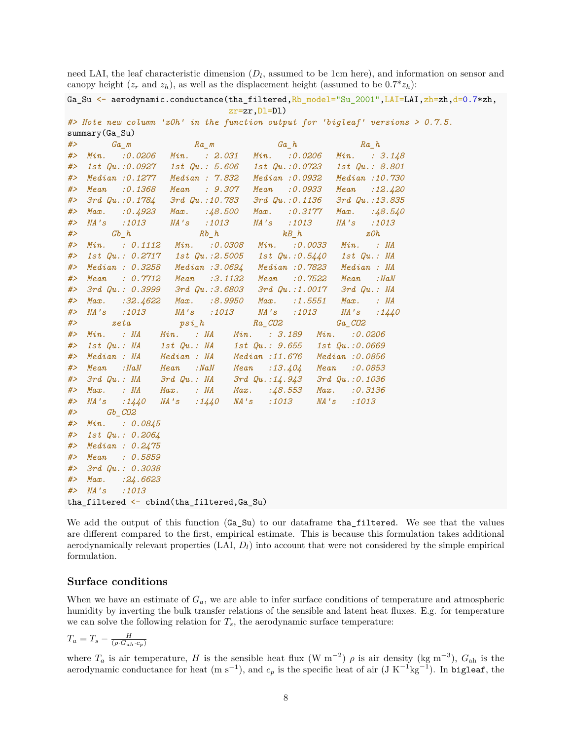need LAI, the leaf characteristic dimension ($D_l$, assumed to be 1cm here), and information on sensor and canopy height ($z_r$ and $z_h$), as well as the displacement height (assumed to be 0.7*$z_h$):

```
Ga_Su <- aerodynamic.conductance(tha_filtered,Rb_model="Su_2001",LAI=LAI,zh=zh,d=0.7*zh,
                                 zr=zr,Dl=Dl)
#> Note new column 'z0h' in the function output for 'bigleaf' versions > 0.7.5.
summary(Ga_Su)
#>       Ga_m             Ra_m             Ga_h             Ra_h       
#>  Min.   :0.0206   Min.   : 2.031   Min.   :0.0206   Min.   : 3.148  
#>  1st Qu.:0.0927   1st Qu.: 5.606   1st Qu.:0.0723   1st Qu.: 8.801  
#>  Median :0.1277   Median : 7.832   Median :0.0932   Median :10.730  
#>  Mean   :0.1368   Mean   : 9.307   Mean   :0.0933   Mean   :12.420  
#>  3rd Qu.:0.1784   3rd Qu.:10.783   3rd Qu.:0.1136   3rd Qu.:13.835  
#>  Max.   :0.4923   Max.   :48.500   Max.   :0.3177   Max.   :48.540  
#>  NA's   :1013     NA's   :1013     NA's   :1013     NA's   :1013    
#>       Gb_h              Rb_h            kB_h             z0h     
#>  Min.   : 0.1112   Min.   :0.0308   Min.   :0.0033   Min.   : NA  
#>  1st Qu.: 0.2717   1st Qu.:2.5005   1st Qu.:0.5440   1st Qu.: NA  
#>  Median : 0.3258   Median :3.0694   Median :0.7823   Median : NA  
#>  Mean   : 0.7712   Mean   :3.1132   Mean   :0.7522   Mean   :NaN  
#>  3rd Qu.: 0.3999   3rd Qu.:3.6803   3rd Qu.:1.0017   3rd Qu.: NA  
#>  Max.   :32.4622   Max.   :8.9950   Max.   :1.5551   Max.   : NA  
#>  NA's   :1013      NA's   :1013     NA's   :1013     NA's   :1440 
#>       zeta          psi_h          Ra_CO2           Ga_CO2      
#>  Min.   : NA    Min.   : NA    Min.   : 3.189   Min.   :0.0206  
#>  1st Qu.: NA    1st Qu.: NA    1st Qu.: 9.655   1st Qu.:0.0669  
#>  Median : NA    Median : NA    Median :11.676   Median :0.0856  
#>  Mean   :NaN    Mean   :NaN    Mean   :13.404   Mean   :0.0853  
#>  3rd Qu.: NA    3rd Qu.: NA    3rd Qu.:14.943   3rd Qu.:0.1036  
#>  Max.   : NA    Max.   : NA    Max.   :48.553   Max.   :0.3136  
#>  NA's   :1440   NA's   :1440   NA's   :1013     NA's   :1013    
#>      Gb_CO2       
#>  Min.   : 0.0845  
#>  1st Qu.: 0.2064  
#>  Median : 0.2475  
#>  Mean   : 0.5859  
#>  3rd Qu.: 0.3038  
#>  Max.   :24.6623  
#>  NA's   :1013     
tha_filtered <- cbind(tha_filtered,Ga_Su)
```

We add the output of this function (`Ga_Su`) to our dataframe `tha_filtered`. We see that the values are different compared to the first, empirical estimate. This is because this formulation takes additional aerodynamically relevant properties (LAI, $D_l$) into account that were not considered by the simple empirical formulation.

## Surface conditions

When we have an estimate of $G_a$, we are able to infer surface conditions of temperature and atmospheric humidity by inverting the bulk transfer relations of the sensible and latent heat fluxes. E.g. for temperature we can solve the following relation for $T_s$, the aerodynamic surface temperature:

$T_a = T_s - \frac{H}{(\rho \cdot G_{ah} \cdot c_p)}$

where $T_a$ is air temperature, $H$ is the sensible heat flux (W m$^{-2}$) $\rho$ is air density (kg m$^{-3}$), $G_{\text{ah}}$ is the aerodynamic conductance for heat (m s$^{-1}$), and $c_p$ is the specific heat of air (J K$^{-1}$kg$^{-1}$). In `bigleaf`, the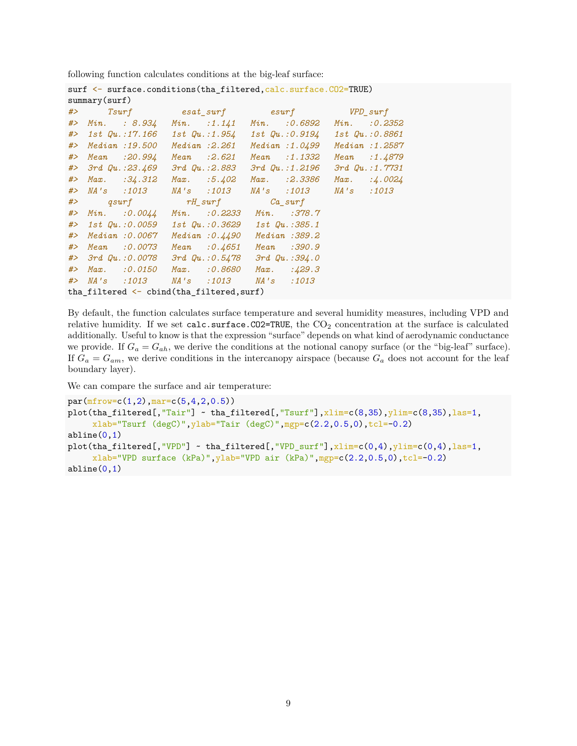following function calculates conditions at the big-leaf surface:

```
surf <- surface.conditions(tha_filtered,calc.surface.CO2=TRUE)
summary(surf)
#>      Tsurf          esat_surf         esurf           VPD_surf     
#>  Min.   : 8.934   Min.   :1.141   Min.   :0.6892   Min.   :0.2352  
#>  1st Qu.:17.166   1st Qu.:1.954   1st Qu.:0.9194   1st Qu.:0.8861  
#>  Median :19.500   Median :2.261   Median :1.0499   Median :1.2587  
#>  Mean   :20.994   Mean   :2.621   Mean   :1.1332   Mean   :1.4879  
#>  3rd Qu.:23.469   3rd Qu.:2.883   3rd Qu.:1.2196   3rd Qu.:1.7731  
#>  Max.   :34.312   Max.   :5.402   Max.   :2.3386   Max.   :4.0024  
#>  NA's   :1013     NA's   :1013    NA's   :1013     NA's   :1013    
#>      qsurf           rH_surf          Ca_surf     
#>  Min.   :0.0044   Min.   :0.2233   Min.   :378.7  
#>  1st Qu.:0.0059   1st Qu.:0.3629   1st Qu.:385.1  
#>  Median :0.0067   Median :0.4490   Median :389.2  
#>  Mean   :0.0073   Mean   :0.4651   Mean   :390.9  
#>  3rd Qu.:0.0078   3rd Qu.:0.5478   3rd Qu.:394.0  
#>  Max.   :0.0150   Max.   :0.8680   Max.   :429.3  
#>  NA's   :1013     NA's   :1013     NA's   :1013   
tha_filtered <- cbind(tha_filtered,surf)
```

By default, the function calculates surface temperature and several humidity measures, including VPD and relative humidity. If we set `calc.surface.CO2=TRUE`, the $CO_2$ concentration at the surface is calculated additionally. Useful to know is that the expression "surface" depends on what kind of aerodynamic conductance we provide. If $G_a = G_{ah}$, we derive the conditions at the notional canopy surface (or the "big-leaf" surface). If $G_a = G_{am}$, we derive conditions in the intercanopy airspace (because $G_a$ does not account for the leaf boundary layer).

We can compare the surface and air temperature:

```
par(mfrow=c(1,2),mar=c(5,4,2,0.5))
plot(tha_filtered[,"Tair"] ~ tha_filtered[,"Tsurf"],xlim=c(8,35),ylim=c(8,35),las=1,
     xlab="Tsurf (degC)",ylab="Tair (degC)",mgp=c(2.2,0.5,0),tcl=-0.2)
abline(0,1)
plot(tha_filtered[,"VPD"] ~ tha_filtered[,"VPD_surf"],xlim=c(0,4),ylim=c(0,4),las=1,
     xlab="VPD surface (kPa)",ylab="VPD air (kPa)",mgp=c(2.2,0.5,0),tcl=-0.2)
abline(0,1)
```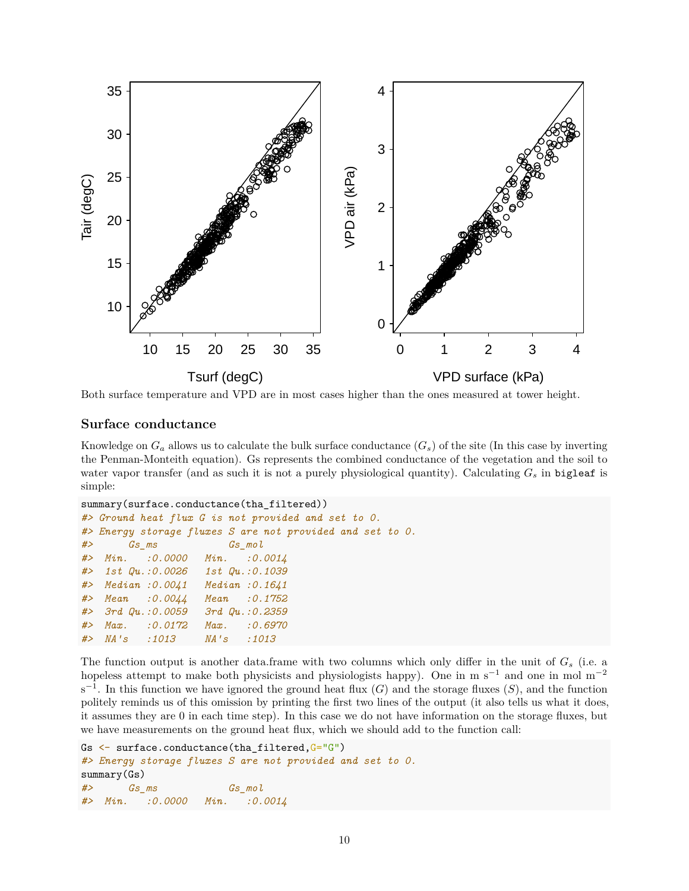Both surface temperature and VPD are in most cases higher than the ones measured at tower height.

### Surface conductance

Knowledge on $G_a$ allows us to calculate the bulk surface conductance ($G_s$) of the site (In this case by inverting the Penman-Monteith equation). Gs represents the combined conductance of the vegetation and the soil to water vapor transfer (and as such it is not a purely physiological quantity). Calculating $G_s$ in `bigleaf` is simple:

```
summary(surface.conductance(tha_filtered))
#> Ground heat flux G is not provided and set to 0.
#> Energy storage fluxes S are not provided and set to 0.
#>      Gs_ms             Gs_mol
#>  Min.   :0.0000   Min.   :0.0014
#>  1st Qu.:0.0026   1st Qu.:0.1039
#>  Median :0.0041   Median :0.1641
#>  Mean   :0.0044   Mean   :0.1752
#>  3rd Qu.:0.0059   3rd Qu.:0.2359
#>  Max.   :0.0172   Max.   :0.6970
#>  NA's   :1013     NA's   :1013
```

The function output is another data.frame with two columns which only differ in the unit of $G_s$ (i.e. a hopeless attempt to make both physicists and physiologists happy). One in m s$^{-1}$ and one in mol m$^{-2}$ s$^{-1}$. In this function we have ignored the ground heat flux ($G$) and the storage fluxes ($S$), and the function politely reminds us of this omission by printing the first two lines of the output (it also tells us what it does, it assumes they are 0 in each time step). In this case we do not have information on the storage fluxes, but we have measurements on the ground heat flux, which we should add to the function call:

```
Gs <- surface.conductance(tha_filtered,G="G")
#> Energy storage fluxes S are not provided and set to 0.
summary(Gs)
#>      Gs_ms             Gs_mol
#>  Min.   :0.0000   Min.   :0.0014
```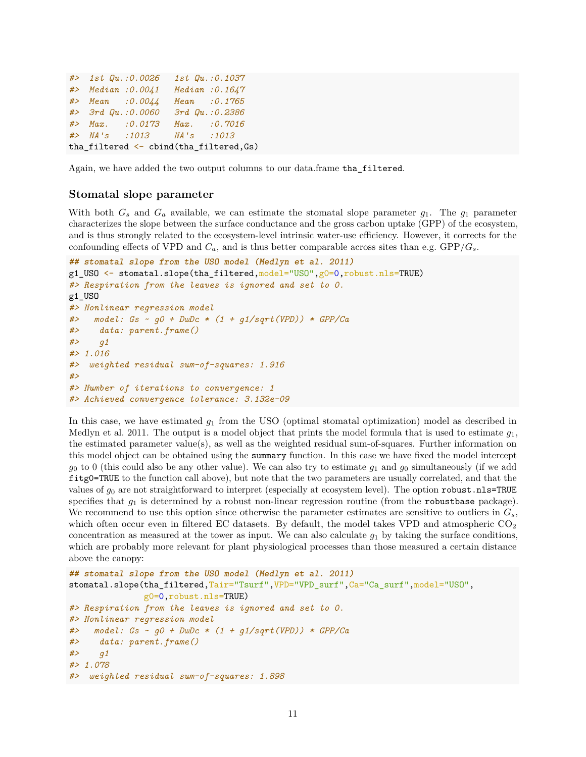```
#>  1st Qu.:0.0026   1st Qu.:0.1037
#>  Median :0.0041   Median :0.1647
#>  Mean   :0.0044   Mean   :0.1765
#>  3rd Qu.:0.0060   3rd Qu.:0.2386
#>  Max.   :0.0173   Max.   :0.7016
#>  NA's   :1013     NA's   :1013
tha_filtered <- cbind(tha_filtered,Gs)
```

Again, we have added the two output columns to our data.frame `tha_filtered`.

### Stomatal slope parameter

With both $G_s$ and $G_a$ available, we can estimate the stomatal slope parameter $g_1$. The $g_1$ parameter characterizes the slope between the surface conductance and the gross carbon uptake (GPP) of the ecosystem, and is thus strongly related to the ecosystem-level intrinsic water-use efficiency. However, it corrects for the confounding effects of VPD and $C_a$, and is thus better comparable across sites than e.g. GPP/$G_s$.

```
## stomatal slope from the USO model (Medlyn et al. 2011)
g1_USO <- stomatal.slope(tha_filtered,model="USO",g0=0,robust.nls=TRUE)
#> Respiration from the leaves is ignored and set to 0.
g1_USO
#> Nonlinear regression model
#>   model: Gs ~ g0 + DwDc * (1 + g1/sqrt(VPD)) * GPP/Ca
#>    data: parent.frame()
#>    g1
#> 1.016
#>  weighted residual sum-of-squares: 1.916
#>
#> Number of iterations to convergence: 1
#> Achieved convergence tolerance: 3.132e-09
```

In this case, we have estimated $g_1$ from the USO (optimal stomatal optimization) model as described in Medlyn et al. 2011. The output is a model object that prints the model formula that is used to estimate $g_1$, the estimated parameter value(s), as well as the weighted residual sum-of-squares. Further information on this model object can be obtained using the `summary` function. In this case we have fixed the model intercept $g_0$ to 0 (this could also be any other value). We can also try to estimate $g_1$ and $g_0$ simultaneously (if we add `fitg0=TRUE` to the function call above), but note that the two parameters are usually correlated, and that the values of $g_0$ are not straightforward to interpret (especially at ecosystem level). The option `robust.nls=TRUE` specifies that $g_1$ is determined by a robust non-linear regression routine (from the `robustbase` package). We recommend to use this option since otherwise the parameter estimates are sensitive to outliers in $G_s$, which often occur even in filtered EC datasets. By default, the model takes VPD and atmospheric $CO_2$ concentration as measured at the tower as input. We can also calculate $g_1$ by taking the surface conditions, which are probably more relevant for plant physiological processes than those measured a certain distance above the canopy:

```
## stomatal slope from the USO model (Medlyn et al. 2011)
stomatal.slope(tha_filtered,Tair="Tsurf",VPD="VPD_surf",Ca="Ca_surf",model="USO",
               g0=0,robust.nls=TRUE)
#> Respiration from the leaves is ignored and set to 0.
#> Nonlinear regression model
#>   model: Gs ~ g0 + DwDc * (1 + g1/sqrt(VPD)) * GPP/Ca
#>    data: parent.frame()
#>    g1
#> 1.078
#>  weighted residual sum-of-squares: 1.898
```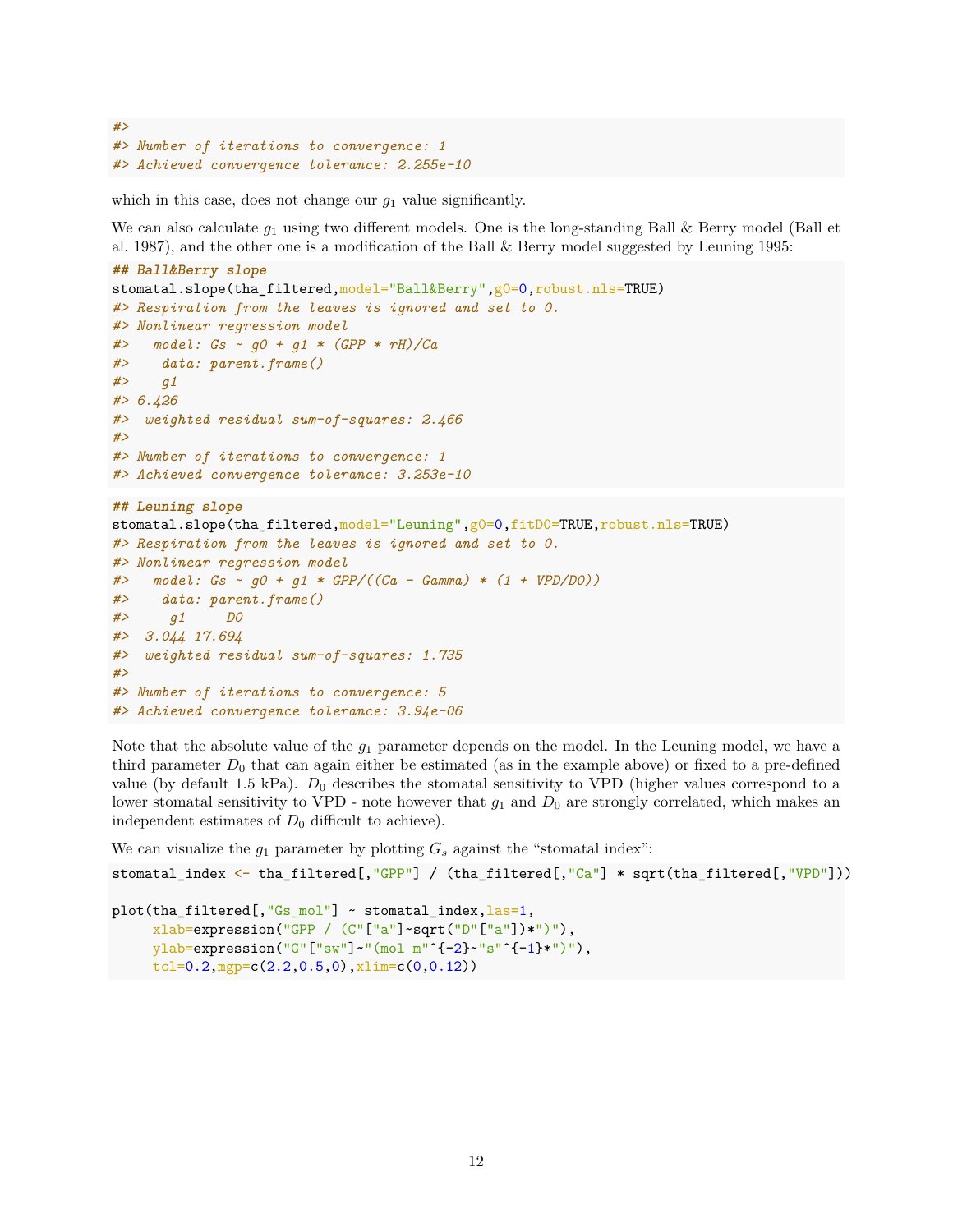```
#>
#> Number of iterations to convergence: 1
#> Achieved convergence tolerance: 2.255e-10
```

which in this case, does not change our $g_1$ value significantly.

We can also calculate $g_1$ using two different models. One is the long-standing Ball & Berry model (Ball et al. 1987), and the other one is a modification of the Ball & Berry model suggested by Leuning 1995:

```
## Ball&Berry slope
stomatal.slope(tha_filtered,model="Ball&Berry",g0=0,robust.nls=TRUE)
#> Respiration from the leaves is ignored and set to 0.
#> Nonlinear regression model
#>   model: Gs ~ g0 + g1 * (GPP * rH)/Ca
#>    data: parent.frame()
#>    g1
#> 6.426
#>  weighted residual sum-of-squares: 2.466
#>
#> Number of iterations to convergence: 1
#> Achieved convergence tolerance: 3.253e-10
```

```
## Leuning slope
stomatal.slope(tha_filtered,model="Leuning",g0=0,fitD0=TRUE,robust.nls=TRUE)
#> Respiration from the leaves is ignored and set to 0.
#> Nonlinear regression model
#>   model: Gs ~ g0 + g1 * GPP/((Ca - Gamma) * (1 + VPD/D0))
#>    data: parent.frame()
#>     g1     D0
#>  3.044 17.694
#>  weighted residual sum-of-squares: 1.735
#>
#> Number of iterations to convergence: 5
#> Achieved convergence tolerance: 3.94e-06
```

Note that the absolute value of the $g_1$ parameter depends on the model. In the Leuning model, we have a third parameter $D_0$ that can again either be estimated (as in the example above) or fixed to a pre-defined value (by default 1.5 kPa). $D_0$ describes the stomatal sensitivity to VPD (higher values correspond to a lower stomatal sensitivity to VPD - note however that $g_1$ and $D_0$ are strongly correlated, which makes an independent estimates of $D_0$ difficult to achieve).

We can visualize the $g_1$ parameter by plotting $G_s$ against the "stomatal index":

```
stomatal_index <- tha_filtered[,"GPP"] / (tha_filtered[,"Ca"] * sqrt(tha_filtered[,"VPD"]))

plot(tha_filtered[,"Gs_mol"] ~ stomatal_index,las=1,
     xlab=expression("GPP / (C"["a"]~sqrt("D"["a"])*")"),
     ylab=expression("G"["sw"]~"(mol m"^{-2}~"s"^{-1}*")"),
     tcl=0.2,mgp=c(2.2,0.5,0),xlim=c(0,0.12))
```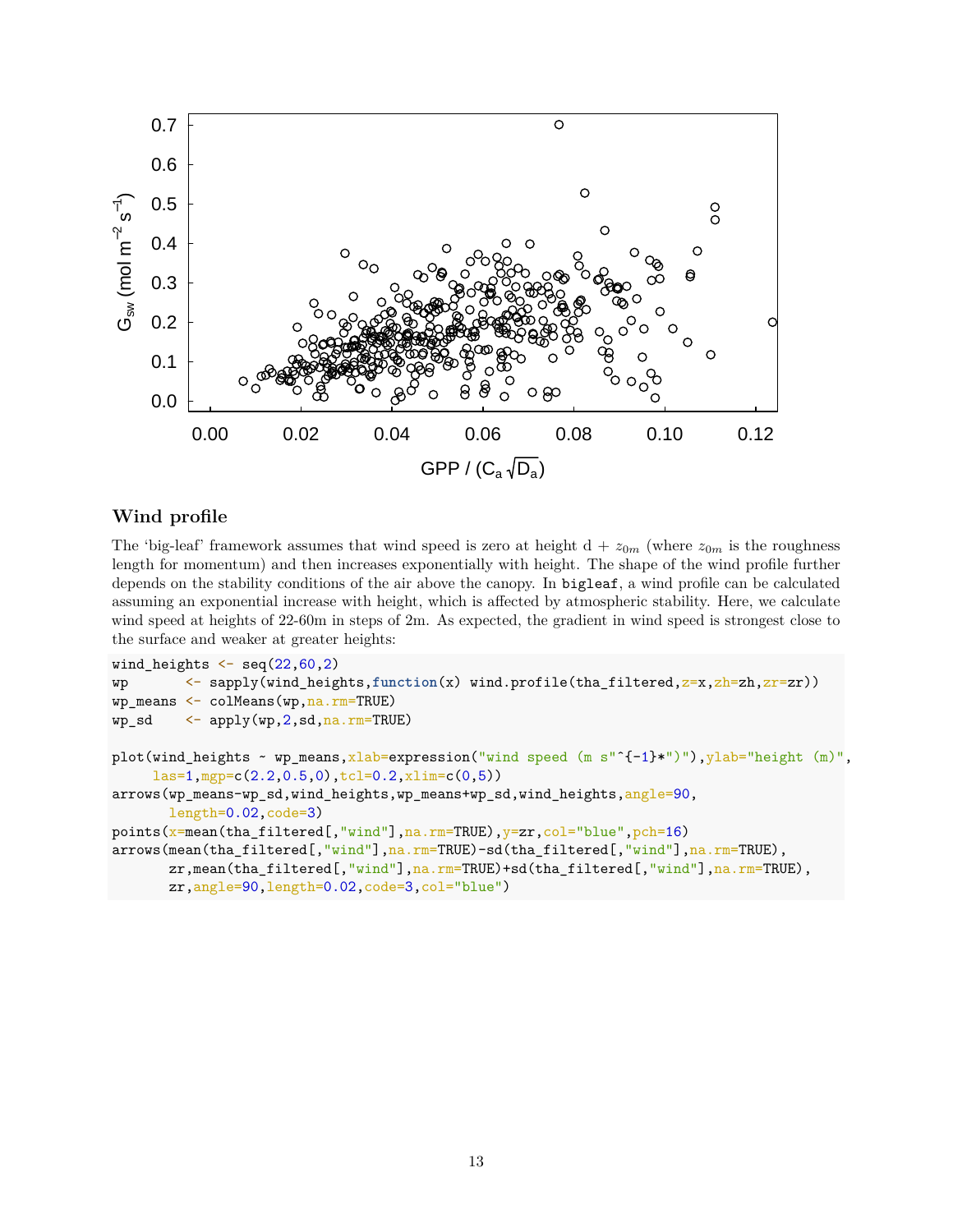## Wind profile

The 'big-leaf' framework assumes that wind speed is zero at height d + $z_{0m}$ (where $z_{0m}$ is the roughness length for momentum) and then increases exponentially with height. The shape of the wind profile further depends on the stability conditions of the air above the canopy. In `bigleaf`, a wind profile can be calculated assuming an exponential increase with height, which is affected by atmospheric stability. Here, we calculate wind speed at heights of 22-60m in steps of 2m. As expected, the gradient in wind speed is strongest close to the surface and weaker at greater heights:

```
wind_heights <- seq(22,60,2)
wp       <- sapply(wind_heights,function(x) wind.profile(tha_filtered,z=x,zh=zh,zr=zr))
wp_means <- colMeans(wp,na.rm=TRUE)
wp_sd    <- apply(wp,2,sd,na.rm=TRUE)

plot(wind_heights ~ wp_means,xlab=expression("wind speed (m s"^{-1}*")"),ylab="height (m)",
     las=1,mgp=c(2.2,0.5,0),tcl=0.2,xlim=c(0,5))
arrows(wp_means-wp_sd,wind_heights,wp_means+wp_sd,wind_heights,angle=90,
       length=0.02,code=3)
points(x=mean(tha_filtered[,"wind"],na.rm=TRUE),y=zr,col="blue",pch=16)
arrows(mean(tha_filtered[,"wind"],na.rm=TRUE)-sd(tha_filtered[,"wind"],na.rm=TRUE),
       zr,mean(tha_filtered[,"wind"],na.rm=TRUE)+sd(tha_filtered[,"wind"],na.rm=TRUE),
       zr,angle=90,length=0.02,code=3,col="blue")
```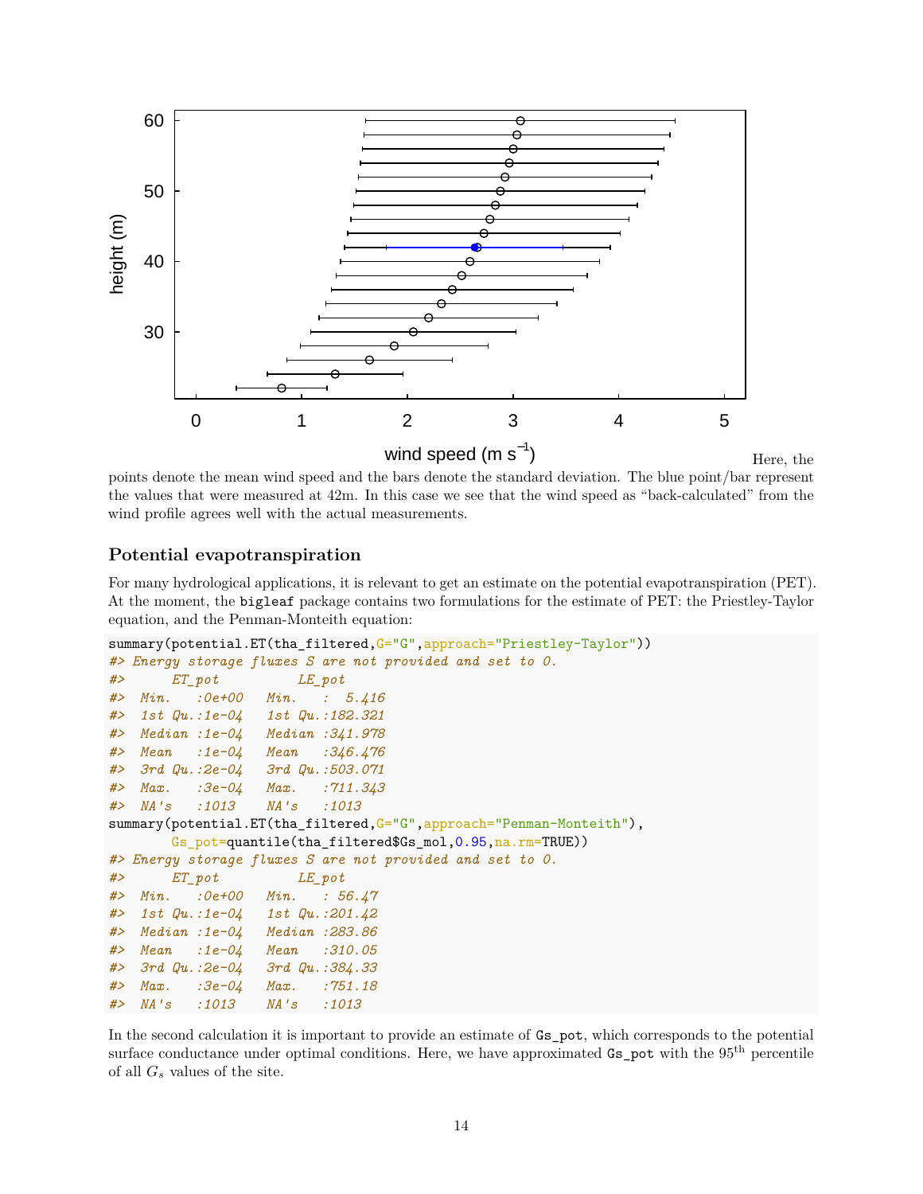Here, the points denote the mean wind speed and the bars denote the standard deviation. The blue point/bar represent the values that were measured at 42m. In this case we see that the wind speed as "back-calculated" from the wind profile agrees well with the actual measurements.

### Potential evapotranspiration

For many hydrological applications, it is relevant to get an estimate on the potential evapotranspiration (PET). At the moment, the `bigleaf` package contains two formulations for the estimate of PET: the Priestley-Taylor equation, and the Penman-Monteith equation:

```
summary(potential.ET(tha_filtered,G="G",approach="Priestley-Taylor"))
#> Energy storage fluxes S are not provided and set to 0.
#>      ET_pot          LE_pot
#>  Min.   :0e+00   Min.   :  5.416
#>  1st Qu.:1e-04   1st Qu.:182.321
#>  Median :1e-04   Median :341.978
#>  Mean   :1e-04   Mean   :346.476
#>  3rd Qu.:2e-04   3rd Qu.:503.071
#>  Max.   :3e-04   Max.   :711.343
#>  NA's   :1013    NA's   :1013
summary(potential.ET(tha_filtered,G="G",approach="Penman-Monteith"),
        Gs_pot=quantile(tha_filtered$Gs_mol,0.95,na.rm=TRUE))
#> Energy storage fluxes S are not provided and set to 0.
#>      ET_pot          LE_pot
#>  Min.   :0e+00   Min.   : 56.47
#>  1st Qu.:1e-04   1st Qu.:201.42
#>  Median :1e-04   Median :283.86
#>  Mean   :1e-04   Mean   :310.05
#>  3rd Qu.:2e-04   3rd Qu.:384.33
#>  Max.   :3e-04   Max.   :751.18
#>  NA's   :1013    NA's   :1013
```

In the second calculation it is important to provide an estimate of `Gs_pot`, which corresponds to the potential surface conductance under optimal conditions. Here, we have approximated `Gs_pot` with the $95^{th}$ percentile of all $G_s$ values of the site.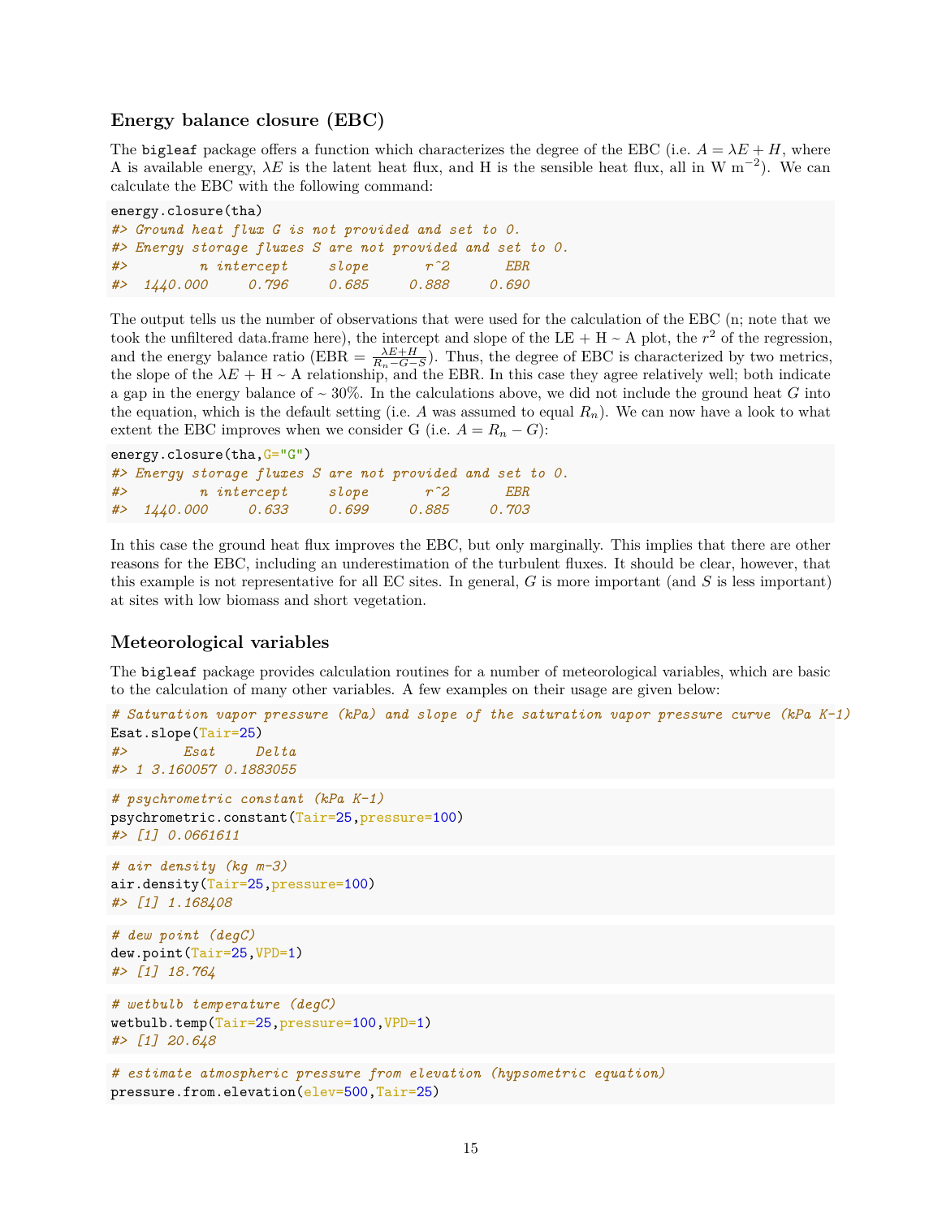## Energy balance closure (EBC)

The `bigleaf` package offers a function which characterizes the degree of the EBC (i.e. $A = \lambda E + H$, where A is available energy, $\lambda E$ is the latent heat flux, and H is the sensible heat flux, all in W m$^{-2}$). We can calculate the EBC with the following command:

```
energy.closure(tha)
#> Ground heat flux G is not provided and set to 0.
#> Energy storage fluxes S are not provided and set to 0.
#>         n intercept     slope       r^2       EBR
#>  1440.000     0.796     0.685     0.888     0.690
```

The output tells us the number of observations that were used for the calculation of the EBC (n; note that we took the unfiltered data.frame here), the intercept and slope of the LE + H ~ A plot, the $r^2$ of the regression, and the energy balance ratio (EBR = $\frac{\lambda E + H}{R_n - G - S}$). Thus, the degree of EBC is characterized by two metrics, the slope of the $\lambda E$ + H ~ A relationship, and the EBR. In this case they agree relatively well; both indicate a gap in the energy balance of ~ 30%. In the calculations above, we did not include the ground heat $G$ into the equation, which is the default setting (i.e. $A$ was assumed to equal $R_n$). We can now have a look to what extent the EBC improves when we consider G (i.e. $A = R_n - G$):

```
energy.closure(tha,G="G")
#> Energy storage fluxes S are not provided and set to 0.
#>         n intercept     slope       r^2       EBR
#>  1440.000     0.633     0.699     0.885     0.703
```

In this case the ground heat flux improves the EBC, but only marginally. This implies that there are other reasons for the EBC, including an underestimation of the turbulent fluxes. It should be clear, however, that this example is not representative for all EC sites. In general, $G$ is more important (and $S$ is less important) at sites with low biomass and short vegetation.

## Meteorological variables

The `bigleaf` package provides calculation routines for a number of meteorological variables, which are basic to the calculation of many other variables. A few examples on their usage are given below:

```
# Saturation vapor pressure (kPa) and slope of the saturation vapor pressure curve (kPa K-1)
Esat.slope(Tair=25)
#>       Esat     Delta
#> 1 3.160057 0.1883055
```

```
# psychrometric constant (kPa K-1)
psychrometric.constant(Tair=25,pressure=100)
#> [1] 0.0661611
```

```
# air density (kg m-3)
air.density(Tair=25,pressure=100)
#> [1] 1.168408
```

```
# dew point (degC)
dew.point(Tair=25,VPD=1)
#> [1] 18.764
```

```
# wetbulb temperature (degC)
wetbulb.temp(Tair=25,pressure=100,VPD=1)
#> [1] 20.648
```

```
# estimate atmospheric pressure from elevation (hypsometric equation)
pressure.from.elevation(elev=500,Tair=25)
```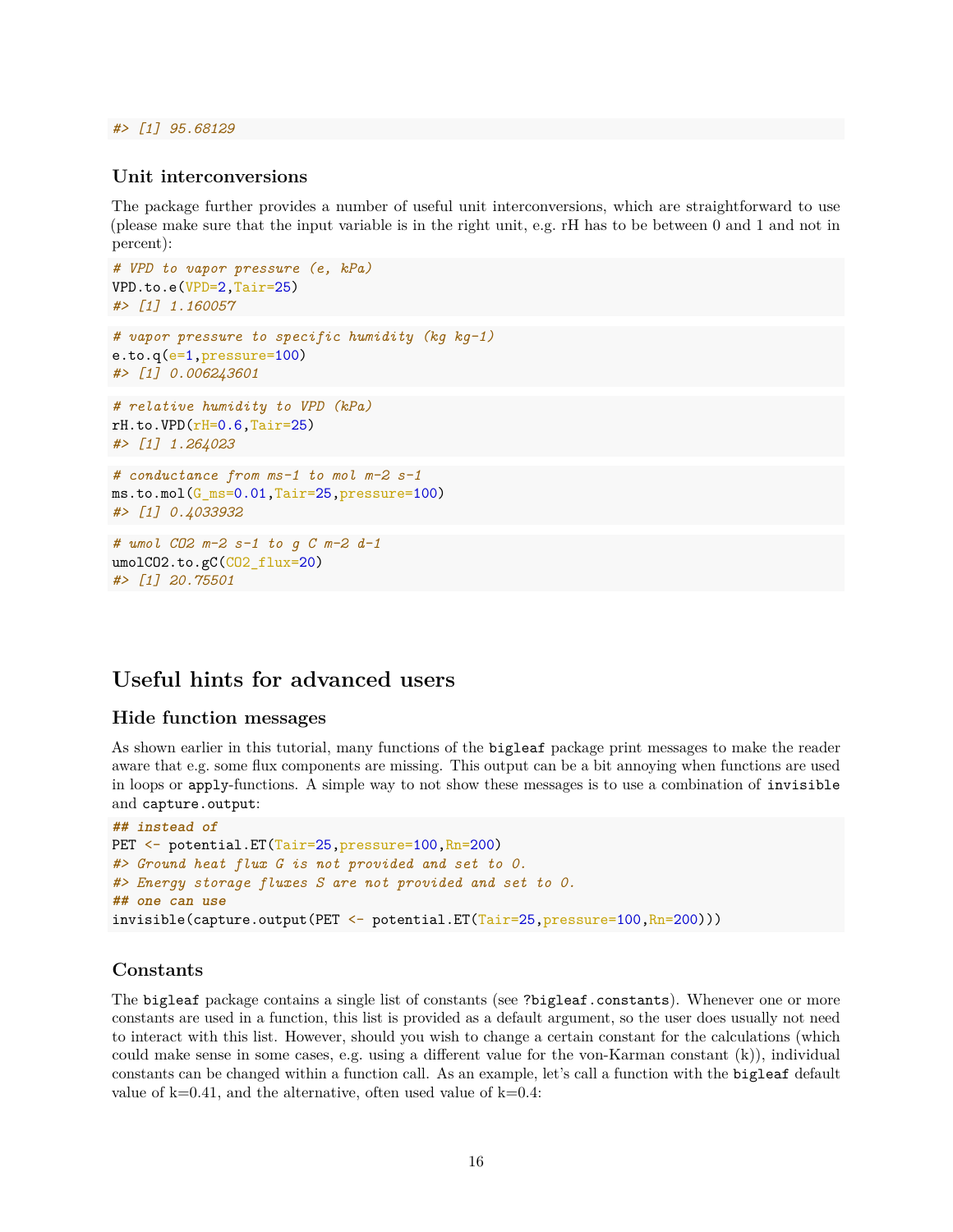```
#> [1] 95.68129
```

### Unit interconversions

The package further provides a number of useful unit interconversions, which are straightforward to use (please make sure that the input variable is in the right unit, e.g. rH has to be between 0 and 1 and not in percent):

```
# VPD to vapor pressure (e, kPa)
VPD.to.e(VPD=2,Tair=25)
#> [1] 1.160057
```

```
# vapor pressure to specific humidity (kg kg-1)
e.to.q(e=1,pressure=100)
#> [1] 0.006243601
```

```
# relative humidity to VPD (kPa)
rH.to.VPD(rH=0.6,Tair=25)
#> [1] 1.264023
```

```
# conductance from ms-1 to mol m-2 s-1
ms.to.mol(G_ms=0.01,Tair=25,pressure=100)
#> [1] 0.4033932
```

```
# umol CO2 m-2 s-1 to g C m-2 d-1
umolCO2.to.gC(CO2_flux=20)
#> [1] 20.75501
```

## Useful hints for advanced users

### Hide function messages

As shown earlier in this tutorial, many functions of the `bigleaf` package print messages to make the reader aware that e.g. some flux components are missing. This output can be a bit annoying when functions are used in loops or `apply`-functions. A simple way to not show these messages is to use a combination of `invisible` and `capture.output`:

```
## instead of
PET <- potential.ET(Tair=25,pressure=100,Rn=200)
#> Ground heat flux G is not provided and set to 0.
#> Energy storage fluxes S are not provided and set to 0.
## one can use
invisible(capture.output(PET <- potential.ET(Tair=25,pressure=100,Rn=200)))
```

### Constants

The `bigleaf` package contains a single list of constants (see `?bigleaf.constants`). Whenever one or more constants are used in a function, this list is provided as a default argument, so the user does usually not need to interact with this list. However, should you wish to change a certain constant for the calculations (which could make sense in some cases, e.g. using a different value for the von-Karman constant (k)), individual constants can be changed within a function call. As an example, let's call a function with the `bigleaf` default value of k=0.41, and the alternative, often used value of k=0.4: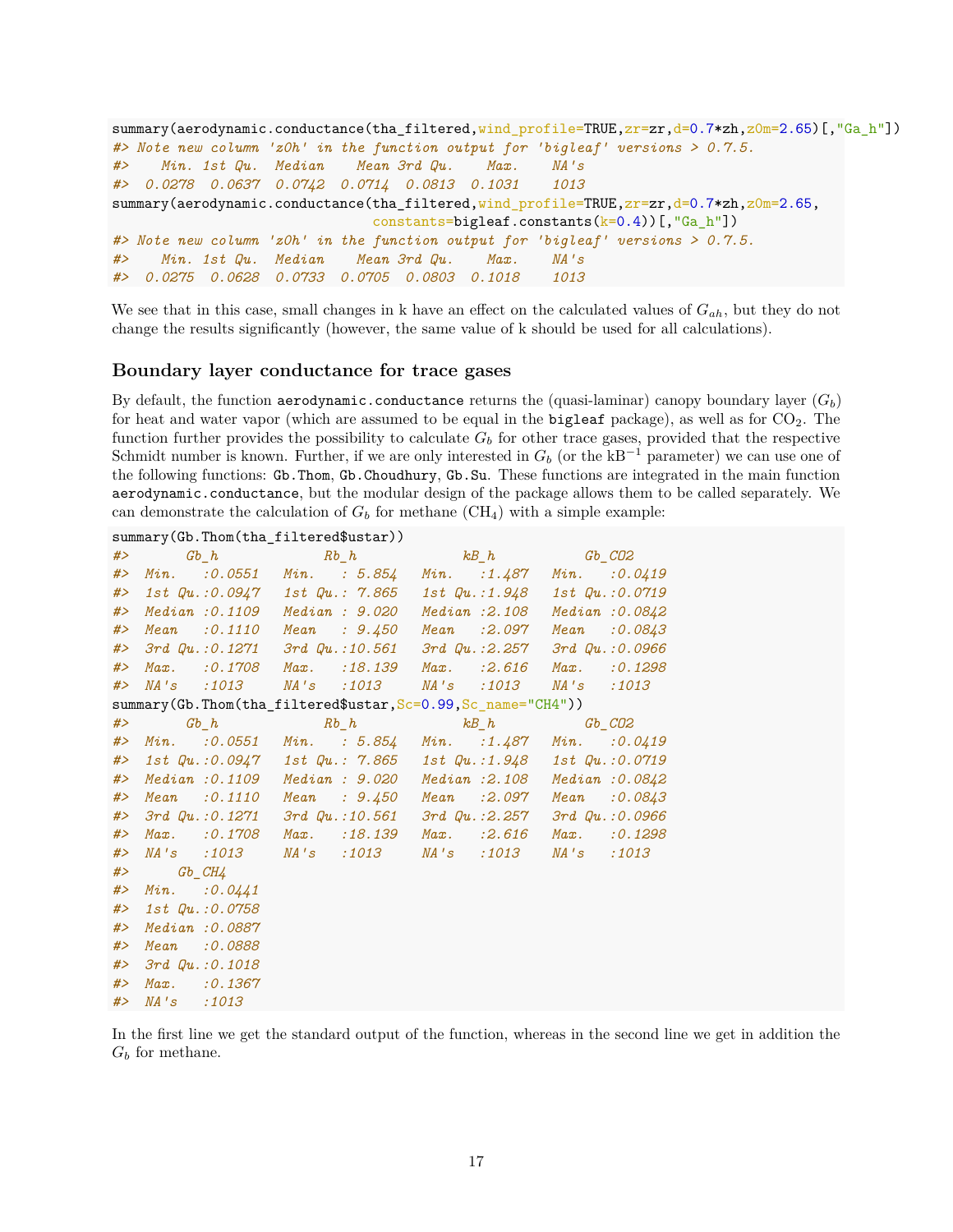```r
summary(aerodynamic.conductance(tha_filtered,wind_profile=TRUE,zr=zr,d=0.7*zh,z0m=2.65)[,"Ga_h"])
#> Note new column 'z0h' in the function output for 'bigleaf' versions > 0.7.5.
#>    Min. 1st Qu.  Median    Mean 3rd Qu.    Max.    NA's 
#>  0.0278  0.0637  0.0742  0.0714  0.0813  0.1031    1013
summary(aerodynamic.conductance(tha_filtered,wind_profile=TRUE,zr=zr,d=0.7*zh,z0m=2.65,
                                constants=bigleaf.constants(k=0.4))[,"Ga_h"])
#> Note new column 'z0h' in the function output for 'bigleaf' versions > 0.7.5.
#>    Min. 1st Qu.  Median    Mean 3rd Qu.    Max.    NA's 
#>  0.0275  0.0628  0.0733  0.0705  0.0803  0.1018    1013
```

We see that in this case, small changes in k have an effect on the calculated values of $G_{ah}$, but they do not change the results significantly (however, the same value of k should be used for all calculations).

### Boundary layer conductance for trace gases

By default, the function `aerodynamic.conductance` returns the (quasi-laminar) canopy boundary layer ($G_b$) for heat and water vapor (which are assumed to be equal in the `bigleaf` package), as well as for $CO_2$. The function further provides the possibility to calculate $G_b$ for other trace gases, provided that the respective Schmidt number is known. Further, if we are only interested in $G_b$ (or the $kB^{-1}$ parameter) we can use one of the following functions: `Gb.Thom`, `Gb.Choudhury`, `Gb.Su`. These functions are integrated in the main function `aerodynamic.conductance`, but the modular design of the package allows them to be called separately. We can demonstrate the calculation of $G_b$ for methane ($CH_4$) with a simple example:

```r
summary(Gb.Thom(tha_filtered$ustar))
#>       Gb_h             Rb_h             kB_h           Gb_CO2      
#>  Min.   :0.0551   Min.   : 5.854   Min.   :1.487   Min.   :0.0419  
#>  1st Qu.:0.0947   1st Qu.: 7.865   1st Qu.:1.948   1st Qu.:0.0719  
#>  Median :0.1109   Median : 9.020   Median :2.108   Median :0.0842  
#>  Mean   :0.1110   Mean   : 9.450   Mean   :2.097   Mean   :0.0843  
#>  3rd Qu.:0.1271   3rd Qu.:10.561   3rd Qu.:2.257   3rd Qu.:0.0966  
#>  Max.   :0.1708   Max.   :18.139   Max.   :2.616   Max.   :0.1298  
#>  NA's   :1013     NA's   :1013     NA's   :1013    NA's   :1013
summary(Gb.Thom(tha_filtered$ustar,Sc=0.99,Sc_name="CH4"))
#>       Gb_h             Rb_h             kB_h           Gb_CO2      
#>  Min.   :0.0551   Min.   : 5.854   Min.   :1.487   Min.   :0.0419  
#>  1st Qu.:0.0947   1st Qu.: 7.865   1st Qu.:1.948   1st Qu.:0.0719  
#>  Median :0.1109   Median : 9.020   Median :2.108   Median :0.0842  
#>  Mean   :0.1110   Mean   : 9.450   Mean   :2.097   Mean   :0.0843  
#>  3rd Qu.:0.1271   3rd Qu.:10.561   3rd Qu.:2.257   3rd Qu.:0.0966  
#>  Max.   :0.1708   Max.   :18.139   Max.   :2.616   Max.   :0.1298  
#>  NA's   :1013     NA's   :1013     NA's   :1013    NA's   :1013    
#>      Gb_CH4      
#>  Min.   :0.0441  
#>  1st Qu.:0.0758  
#>  Median :0.0887  
#>  Mean   :0.0888  
#>  3rd Qu.:0.1018  
#>  Max.   :0.1367  
#>  NA's   :1013
```

In the first line we get the standard output of the function, whereas in the second line we get in addition the $G_b$ for methane.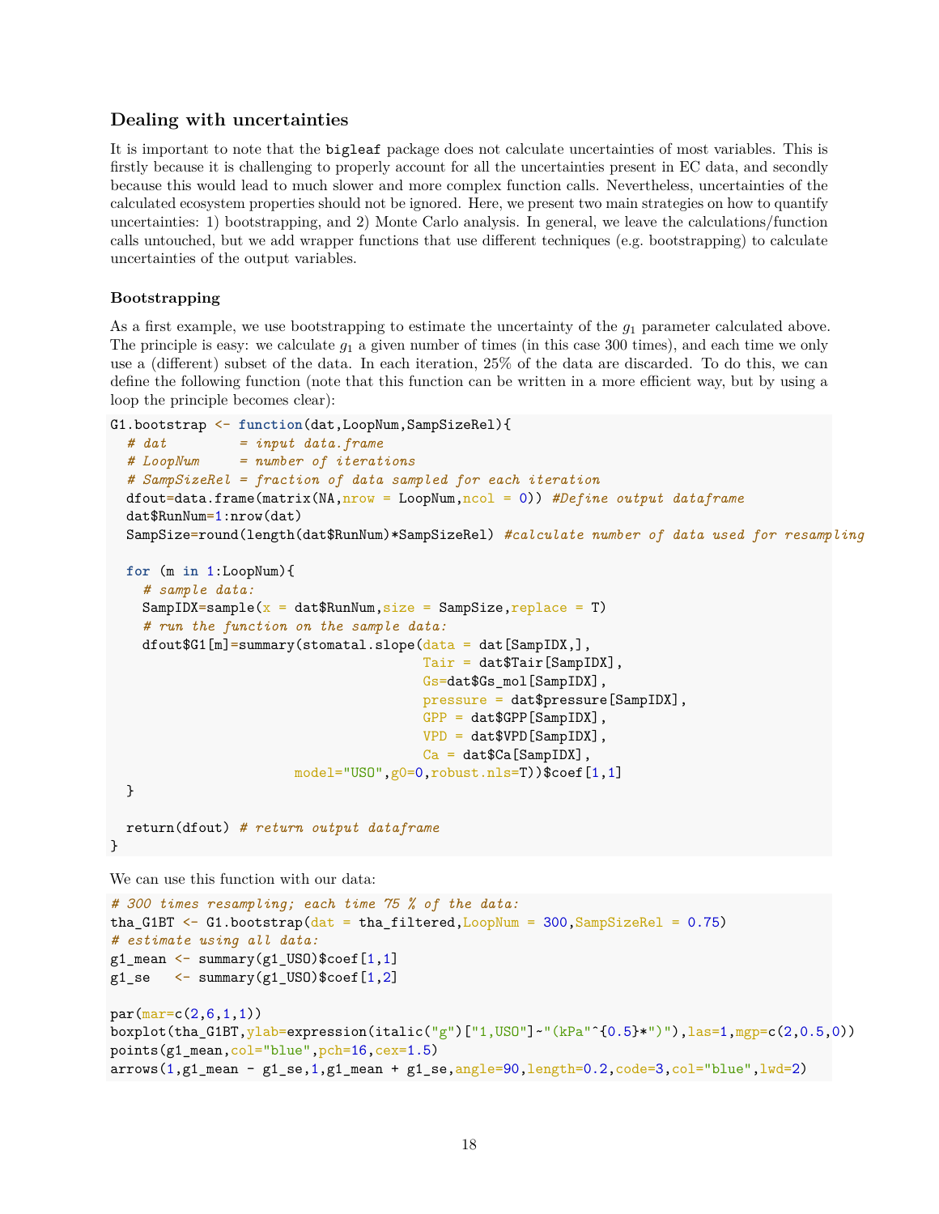### Dealing with uncertainties

It is important to note that the `bigleaf` package does not calculate uncertainties of most variables. This is firstly because it is challenging to properly account for all the uncertainties present in EC data, and secondly because this would lead to much slower and more complex function calls. Nevertheless, uncertainties of the calculated ecosystem properties should not be ignored. Here, we present two main strategies on how to quantify uncertainties: 1) bootstrapping, and 2) Monte Carlo analysis. In general, we leave the calculations/function calls untouched, but we add wrapper functions that use different techniques (e.g. bootstrapping) to calculate uncertainties of the output variables.

#### Bootstrapping

As a first example, we use bootstrapping to estimate the uncertainty of the $g_1$ parameter calculated above. The principle is easy: we calculate $g_1$ a given number of times (in this case 300 times), and each time we only use a (different) subset of the data. In each iteration, 25% of the data are discarded. To do this, we can define the following function (note that this function can be written in a more efficient way, but by using a loop the principle becomes clear):

```
G1.bootstrap <- function(dat,LoopNum,SampSizeRel){
  # dat         = input data.frame
  # LoopNum     = number of iterations
  # SampSizeRel = fraction of data sampled for each iteration
  dfout=data.frame(matrix(NA,nrow = LoopNum,ncol = 0)) #Define output dataframe
  dat$RunNum=1:nrow(dat)
  SampSize=round(length(dat$RunNum)*SampSizeRel) #calculate number of data used for resampling

  for (m in 1:LoopNum){
    # sample data:
    SampIDX=sample(x = dat$RunNum,size = SampSize,replace = T)
    # run the function on the sample data:
    dfout$G1[m]=summary(stomatal.slope(data = dat[SampIDX,],
                                       Tair = dat$Tair[SampIDX],
                                       Gs=dat$Gs_mol[SampIDX],
                                       pressure = dat$pressure[SampIDX],
                                       GPP = dat$GPP[SampIDX],
                                       VPD = dat$VPD[SampIDX],
                                       Ca = dat$Ca[SampIDX],
                       model="USO",g0=0,robust.nls=T))$coef[1,1]
  }

  return(dfout) # return output dataframe
}
```

We can use this function with our data:

```
# 300 times resampling; each time 75 % of the data:
tha_G1BT <- G1.bootstrap(dat = tha_filtered,LoopNum = 300,SampSizeRel = 0.75)
# estimate using all data:
g1_mean <- summary(g1_USO)$coef[1,1]
g1_se   <- summary(g1_USO)$coef[1,2]

par(mar=c(2,6,1,1))
boxplot(tha_G1BT,ylab=expression(italic("g")["1,USO"]~"(kPa"^{0.5}*")"),las=1,mgp=c(2,0.5,0))
points(g1_mean,col="blue",pch=16,cex=1.5)
arrows(1,g1_mean - g1_se,1,g1_mean + g1_se,angle=90,length=0.2,code=3,col="blue",lwd=2)
```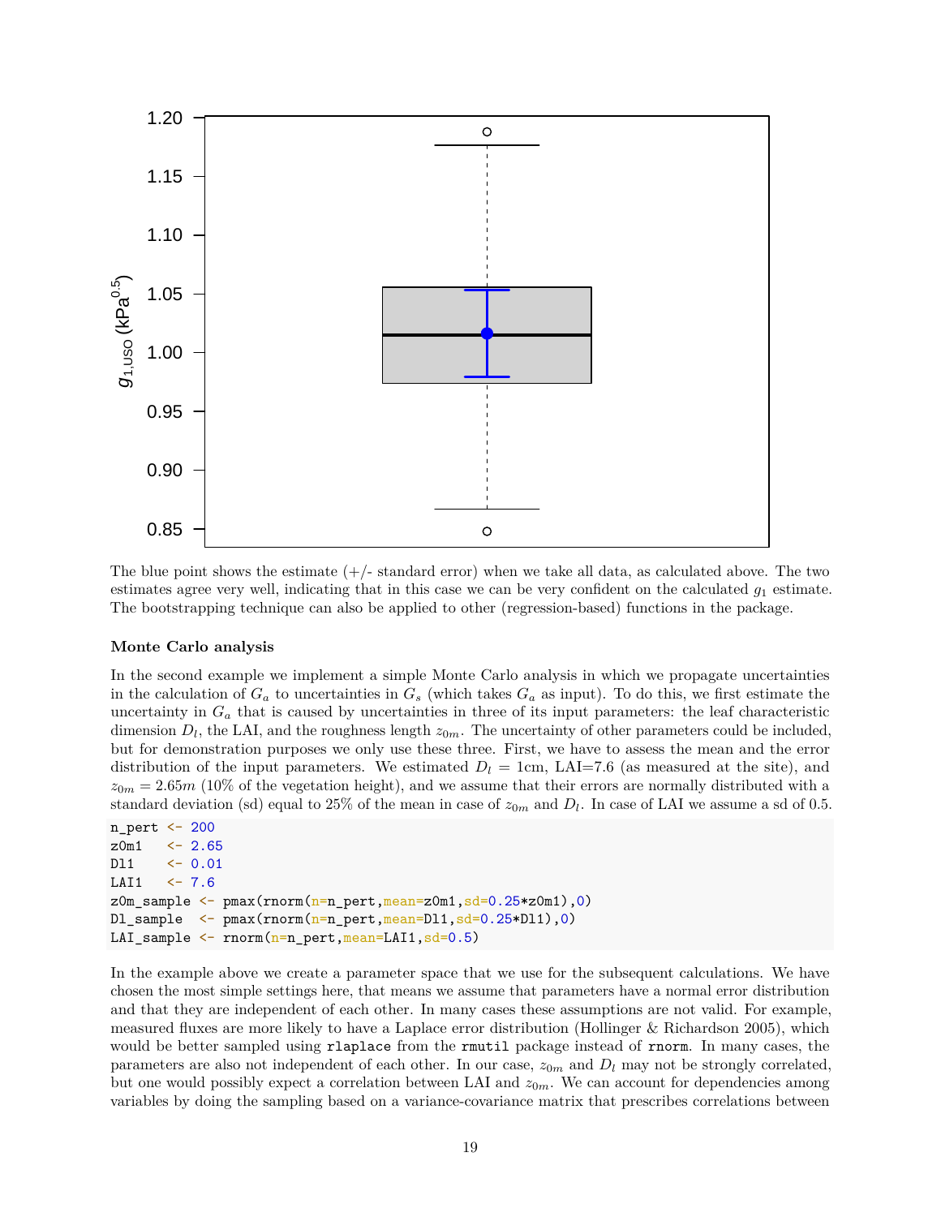The blue point shows the estimate (+/- standard error) when we take all data, as calculated above. The two estimates agree very well, indicating that in this case we can be very confident on the calculated $g_1$ estimate. The bootstrapping technique can also be applied to other (regression-based) functions in the package.

**Monte Carlo analysis**

In the second example we implement a simple Monte Carlo analysis in which we propagate uncertainties in the calculation of $G_a$ to uncertainties in $G_s$ (which takes $G_a$ as input). To do this, we first estimate the uncertainty in $G_a$ that is caused by uncertainties in three of its input parameters: the leaf characteristic dimension $D_l$, the LAI, and the roughness length $z_{0m}$. The uncertainty of other parameters could be included, but for demonstration purposes we only use these three. First, we have to assess the mean and the error distribution of the input parameters. We estimated $D_l$ = 1cm, LAI=7.6 (as measured at the site), and $z_{0m} = 2.65m$ (10% of the vegetation height), and we assume that their errors are normally distributed with a standard deviation (sd) equal to 25% of the mean in case of $z_{0m}$ and $D_l$. In case of LAI we assume a sd of 0.5.

```
n_pert <- 200
z0m1   <- 2.65
Dl1    <- 0.01
LAI1   <- 7.6
z0m_sample <- pmax(rnorm(n=n_pert,mean=z0m1,sd=0.25*z0m1),0)
Dl_sample  <- pmax(rnorm(n=n_pert,mean=Dl1,sd=0.25*Dl1),0)
LAI_sample <- rnorm(n=n_pert,mean=LAI1,sd=0.5)
```

In the example above we create a parameter space that we use for the subsequent calculations. We have chosen the most simple settings here, that means we assume that parameters have a normal error distribution and that they are independent of each other. In many cases these assumptions are not valid. For example, measured fluxes are more likely to have a Laplace error distribution (Hollinger & Richardson 2005), which would be better sampled using `rlaplace` from the `rmutil` package instead of `rnorm`. In many cases, the parameters are also not independent of each other. In our case, $z_{0m}$ and $D_l$ may not be strongly correlated, but one would possibly expect a correlation between LAI and $z_{0m}$. We can account for dependencies among variables by doing the sampling based on a variance-covariance matrix that prescribes correlations between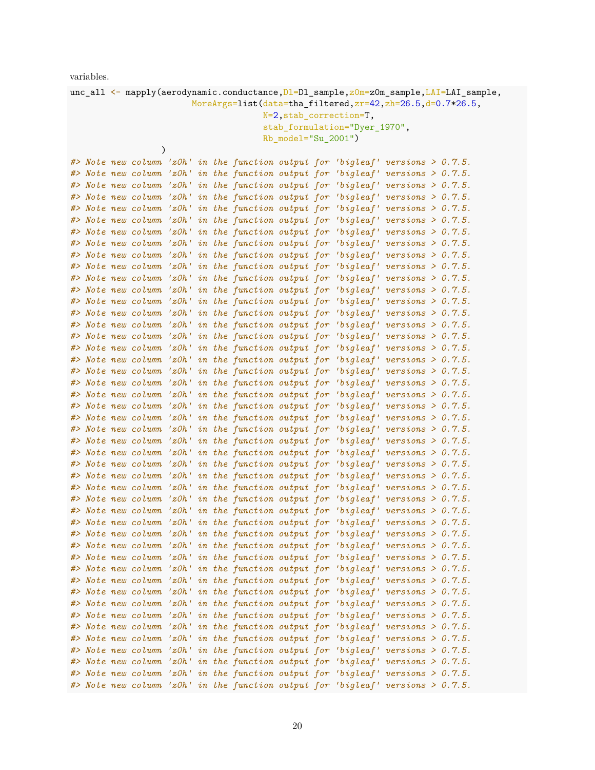variables.

```
unc_all <- mapply(aerodynamic.conductance,Dl=Dl_sample,z0m=z0m_sample,LAI=LAI_sample,
                        MoreArgs=list(data=tha_filtered,zr=42,zh=26.5,d=0.7*26.5,
                                      N=2,stab_correction=T,
                                      stab_formulation="Dyer_1970",
                                      Rb_model="Su_2001")
                  )
#> Note new column 'z0h' in the function output for 'bigleaf' versions > 0.7.5.
#> Note new column 'z0h' in the function output for 'bigleaf' versions > 0.7.5.
#> Note new column 'z0h' in the function output for 'bigleaf' versions > 0.7.5.
#> Note new column 'z0h' in the function output for 'bigleaf' versions > 0.7.5.
#> Note new column 'z0h' in the function output for 'bigleaf' versions > 0.7.5.
#> Note new column 'z0h' in the function output for 'bigleaf' versions > 0.7.5.
#> Note new column 'z0h' in the function output for 'bigleaf' versions > 0.7.5.
#> Note new column 'z0h' in the function output for 'bigleaf' versions > 0.7.5.
#> Note new column 'z0h' in the function output for 'bigleaf' versions > 0.7.5.
#> Note new column 'z0h' in the function output for 'bigleaf' versions > 0.7.5.
#> Note new column 'z0h' in the function output for 'bigleaf' versions > 0.7.5.
#> Note new column 'z0h' in the function output for 'bigleaf' versions > 0.7.5.
#> Note new column 'z0h' in the function output for 'bigleaf' versions > 0.7.5.
#> Note new column 'z0h' in the function output for 'bigleaf' versions > 0.7.5.
#> Note new column 'z0h' in the function output for 'bigleaf' versions > 0.7.5.
#> Note new column 'z0h' in the function output for 'bigleaf' versions > 0.7.5.
#> Note new column 'z0h' in the function output for 'bigleaf' versions > 0.7.5.
#> Note new column 'z0h' in the function output for 'bigleaf' versions > 0.7.5.
#> Note new column 'z0h' in the function output for 'bigleaf' versions > 0.7.5.
#> Note new column 'z0h' in the function output for 'bigleaf' versions > 0.7.5.
#> Note new column 'z0h' in the function output for 'bigleaf' versions > 0.7.5.
#> Note new column 'z0h' in the function output for 'bigleaf' versions > 0.7.5.
#> Note new column 'z0h' in the function output for 'bigleaf' versions > 0.7.5.
#> Note new column 'z0h' in the function output for 'bigleaf' versions > 0.7.5.
#> Note new column 'z0h' in the function output for 'bigleaf' versions > 0.7.5.
#> Note new column 'z0h' in the function output for 'bigleaf' versions > 0.7.5.
#> Note new column 'z0h' in the function output for 'bigleaf' versions > 0.7.5.
#> Note new column 'z0h' in the function output for 'bigleaf' versions > 0.7.5.
#> Note new column 'z0h' in the function output for 'bigleaf' versions > 0.7.5.
#> Note new column 'z0h' in the function output for 'bigleaf' versions > 0.7.5.
#> Note new column 'z0h' in the function output for 'bigleaf' versions > 0.7.5.
#> Note new column 'z0h' in the function output for 'bigleaf' versions > 0.7.5.
#> Note new column 'z0h' in the function output for 'bigleaf' versions > 0.7.5.
#> Note new column 'z0h' in the function output for 'bigleaf' versions > 0.7.5.
#> Note new column 'z0h' in the function output for 'bigleaf' versions > 0.7.5.
#> Note new column 'z0h' in the function output for 'bigleaf' versions > 0.7.5.
#> Note new column 'z0h' in the function output for 'bigleaf' versions > 0.7.5.
#> Note new column 'z0h' in the function output for 'bigleaf' versions > 0.7.5.
#> Note new column 'z0h' in the function output for 'bigleaf' versions > 0.7.5.
#> Note new column 'z0h' in the function output for 'bigleaf' versions > 0.7.5.
#> Note new column 'z0h' in the function output for 'bigleaf' versions > 0.7.5.
#> Note new column 'z0h' in the function output for 'bigleaf' versions > 0.7.5.
#> Note new column 'z0h' in the function output for 'bigleaf' versions > 0.7.5.
#> Note new column 'z0h' in the function output for 'bigleaf' versions > 0.7.5.
#> Note new column 'z0h' in the function output for 'bigleaf' versions > 0.7.5.
#> Note new column 'z0h' in the function output for 'bigleaf' versions > 0.7.5.
```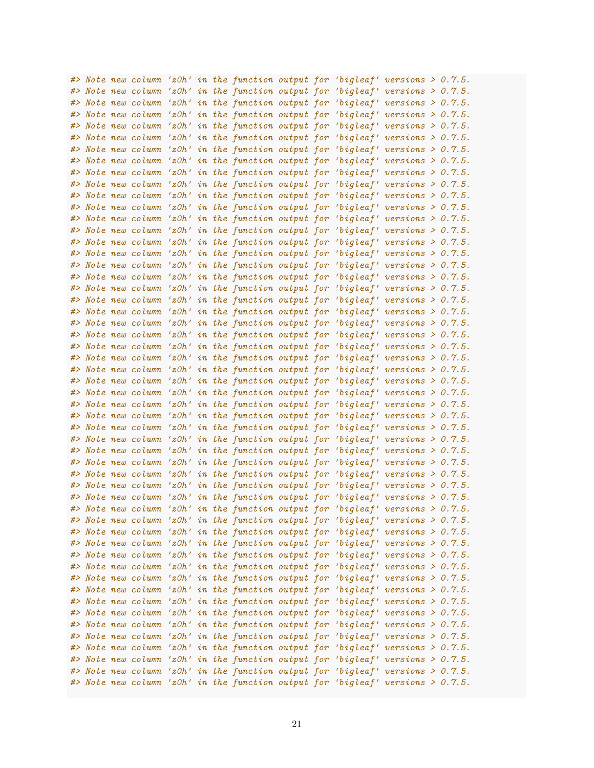```
#> Note new column 'z0h' in the function output for 'bigleaf' versions > 0.7.5.
#> Note new column 'z0h' in the function output for 'bigleaf' versions > 0.7.5.
#> Note new column 'z0h' in the function output for 'bigleaf' versions > 0.7.5.
#> Note new column 'z0h' in the function output for 'bigleaf' versions > 0.7.5.
#> Note new column 'z0h' in the function output for 'bigleaf' versions > 0.7.5.
#> Note new column 'z0h' in the function output for 'bigleaf' versions > 0.7.5.
#> Note new column 'z0h' in the function output for 'bigleaf' versions > 0.7.5.
#> Note new column 'z0h' in the function output for 'bigleaf' versions > 0.7.5.
#> Note new column 'z0h' in the function output for 'bigleaf' versions > 0.7.5.
#> Note new column 'z0h' in the function output for 'bigleaf' versions > 0.7.5.
#> Note new column 'z0h' in the function output for 'bigleaf' versions > 0.7.5.
#> Note new column 'z0h' in the function output for 'bigleaf' versions > 0.7.5.
#> Note new column 'z0h' in the function output for 'bigleaf' versions > 0.7.5.
#> Note new column 'z0h' in the function output for 'bigleaf' versions > 0.7.5.
#> Note new column 'z0h' in the function output for 'bigleaf' versions > 0.7.5.
#> Note new column 'z0h' in the function output for 'bigleaf' versions > 0.7.5.
#> Note new column 'z0h' in the function output for 'bigleaf' versions > 0.7.5.
#> Note new column 'z0h' in the function output for 'bigleaf' versions > 0.7.5.
#> Note new column 'z0h' in the function output for 'bigleaf' versions > 0.7.5.
#> Note new column 'z0h' in the function output for 'bigleaf' versions > 0.7.5.
#> Note new column 'z0h' in the function output for 'bigleaf' versions > 0.7.5.
#> Note new column 'z0h' in the function output for 'bigleaf' versions > 0.7.5.
#> Note new column 'z0h' in the function output for 'bigleaf' versions > 0.7.5.
#> Note new column 'z0h' in the function output for 'bigleaf' versions > 0.7.5.
#> Note new column 'z0h' in the function output for 'bigleaf' versions > 0.7.5.
#> Note new column 'z0h' in the function output for 'bigleaf' versions > 0.7.5.
#> Note new column 'z0h' in the function output for 'bigleaf' versions > 0.7.5.
#> Note new column 'z0h' in the function output for 'bigleaf' versions > 0.7.5.
#> Note new column 'z0h' in the function output for 'bigleaf' versions > 0.7.5.
#> Note new column 'z0h' in the function output for 'bigleaf' versions > 0.7.5.
#> Note new column 'z0h' in the function output for 'bigleaf' versions > 0.7.5.
#> Note new column 'z0h' in the function output for 'bigleaf' versions > 0.7.5.
#> Note new column 'z0h' in the function output for 'bigleaf' versions > 0.7.5.
#> Note new column 'z0h' in the function output for 'bigleaf' versions > 0.7.5.
#> Note new column 'z0h' in the function output for 'bigleaf' versions > 0.7.5.
#> Note new column 'z0h' in the function output for 'bigleaf' versions > 0.7.5.
#> Note new column 'z0h' in the function output for 'bigleaf' versions > 0.7.5.
#> Note new column 'z0h' in the function output for 'bigleaf' versions > 0.7.5.
#> Note new column 'z0h' in the function output for 'bigleaf' versions > 0.7.5.
#> Note new column 'z0h' in the function output for 'bigleaf' versions > 0.7.5.
#> Note new column 'z0h' in the function output for 'bigleaf' versions > 0.7.5.
#> Note new column 'z0h' in the function output for 'bigleaf' versions > 0.7.5.
#> Note new column 'z0h' in the function output for 'bigleaf' versions > 0.7.5.
#> Note new column 'z0h' in the function output for 'bigleaf' versions > 0.7.5.
#> Note new column 'z0h' in the function output for 'bigleaf' versions > 0.7.5.
#> Note new column 'z0h' in the function output for 'bigleaf' versions > 0.7.5.
#> Note new column 'z0h' in the function output for 'bigleaf' versions > 0.7.5.
#> Note new column 'z0h' in the function output for 'bigleaf' versions > 0.7.5.
#> Note new column 'z0h' in the function output for 'bigleaf' versions > 0.7.5.
#> Note new column 'z0h' in the function output for 'bigleaf' versions > 0.7.5.
#> Note new column 'z0h' in the function output for 'bigleaf' versions > 0.7.5.
#> Note new column 'z0h' in the function output for 'bigleaf' versions > 0.7.5.
#> Note new column 'z0h' in the function output for 'bigleaf' versions > 0.7.5.
```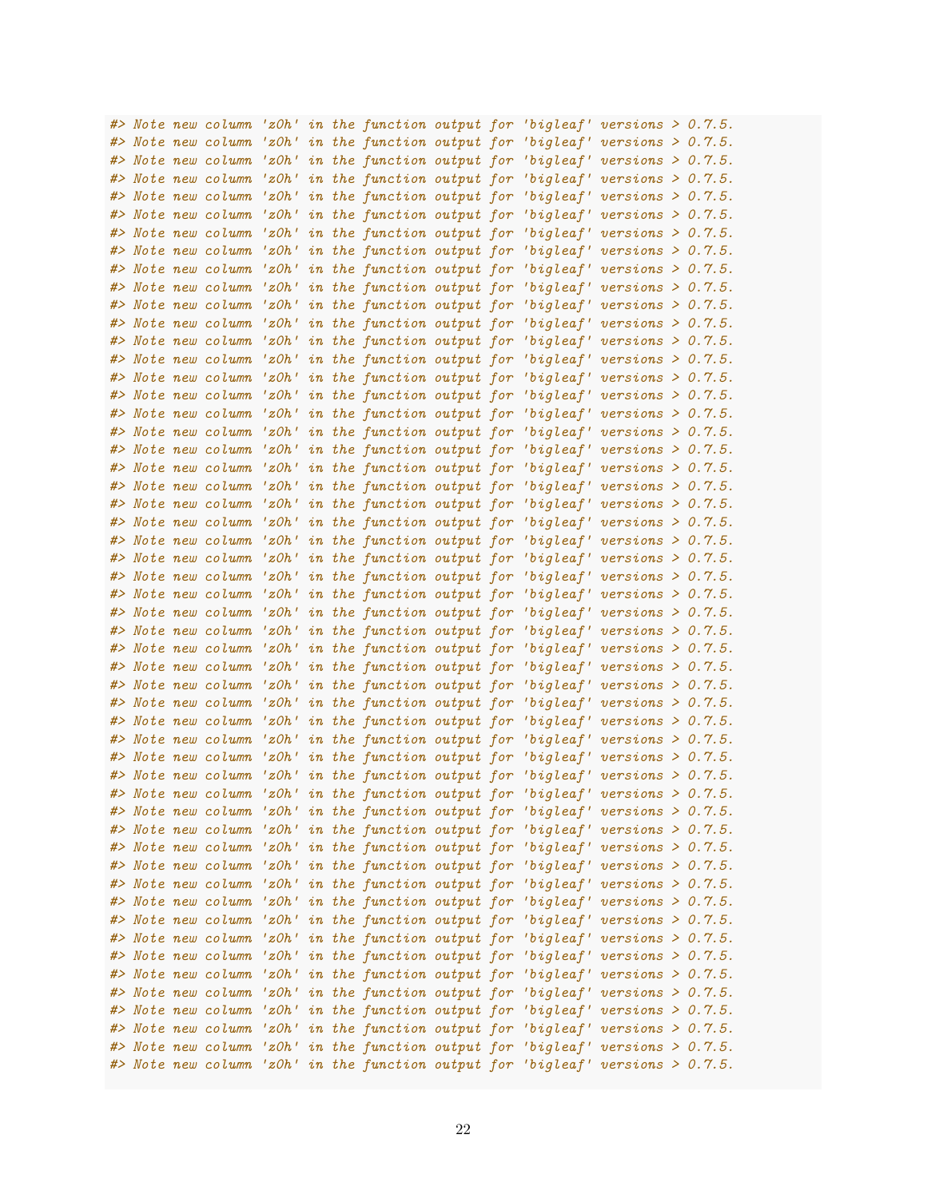```
#> Note new column 'z0h' in the function output for 'bigleaf' versions > 0.7.5.
#> Note new column 'z0h' in the function output for 'bigleaf' versions > 0.7.5.
#> Note new column 'z0h' in the function output for 'bigleaf' versions > 0.7.5.
#> Note new column 'z0h' in the function output for 'bigleaf' versions > 0.7.5.
#> Note new column 'z0h' in the function output for 'bigleaf' versions > 0.7.5.
#> Note new column 'z0h' in the function output for 'bigleaf' versions > 0.7.5.
#> Note new column 'z0h' in the function output for 'bigleaf' versions > 0.7.5.
#> Note new column 'z0h' in the function output for 'bigleaf' versions > 0.7.5.
#> Note new column 'z0h' in the function output for 'bigleaf' versions > 0.7.5.
#> Note new column 'z0h' in the function output for 'bigleaf' versions > 0.7.5.
#> Note new column 'z0h' in the function output for 'bigleaf' versions > 0.7.5.
#> Note new column 'z0h' in the function output for 'bigleaf' versions > 0.7.5.
#> Note new column 'z0h' in the function output for 'bigleaf' versions > 0.7.5.
#> Note new column 'z0h' in the function output for 'bigleaf' versions > 0.7.5.
#> Note new column 'z0h' in the function output for 'bigleaf' versions > 0.7.5.
#> Note new column 'z0h' in the function output for 'bigleaf' versions > 0.7.5.
#> Note new column 'z0h' in the function output for 'bigleaf' versions > 0.7.5.
#> Note new column 'z0h' in the function output for 'bigleaf' versions > 0.7.5.
#> Note new column 'z0h' in the function output for 'bigleaf' versions > 0.7.5.
#> Note new column 'z0h' in the function output for 'bigleaf' versions > 0.7.5.
#> Note new column 'z0h' in the function output for 'bigleaf' versions > 0.7.5.
#> Note new column 'z0h' in the function output for 'bigleaf' versions > 0.7.5.
#> Note new column 'z0h' in the function output for 'bigleaf' versions > 0.7.5.
#> Note new column 'z0h' in the function output for 'bigleaf' versions > 0.7.5.
#> Note new column 'z0h' in the function output for 'bigleaf' versions > 0.7.5.
#> Note new column 'z0h' in the function output for 'bigleaf' versions > 0.7.5.
#> Note new column 'z0h' in the function output for 'bigleaf' versions > 0.7.5.
#> Note new column 'z0h' in the function output for 'bigleaf' versions > 0.7.5.
#> Note new column 'z0h' in the function output for 'bigleaf' versions > 0.7.5.
#> Note new column 'z0h' in the function output for 'bigleaf' versions > 0.7.5.
#> Note new column 'z0h' in the function output for 'bigleaf' versions > 0.7.5.
#> Note new column 'z0h' in the function output for 'bigleaf' versions > 0.7.5.
#> Note new column 'z0h' in the function output for 'bigleaf' versions > 0.7.5.
#> Note new column 'z0h' in the function output for 'bigleaf' versions > 0.7.5.
#> Note new column 'z0h' in the function output for 'bigleaf' versions > 0.7.5.
#> Note new column 'z0h' in the function output for 'bigleaf' versions > 0.7.5.
#> Note new column 'z0h' in the function output for 'bigleaf' versions > 0.7.5.
#> Note new column 'z0h' in the function output for 'bigleaf' versions > 0.7.5.
#> Note new column 'z0h' in the function output for 'bigleaf' versions > 0.7.5.
#> Note new column 'z0h' in the function output for 'bigleaf' versions > 0.7.5.
#> Note new column 'z0h' in the function output for 'bigleaf' versions > 0.7.5.
#> Note new column 'z0h' in the function output for 'bigleaf' versions > 0.7.5.
#> Note new column 'z0h' in the function output for 'bigleaf' versions > 0.7.5.
#> Note new column 'z0h' in the function output for 'bigleaf' versions > 0.7.5.
#> Note new column 'z0h' in the function output for 'bigleaf' versions > 0.7.5.
#> Note new column 'z0h' in the function output for 'bigleaf' versions > 0.7.5.
#> Note new column 'z0h' in the function output for 'bigleaf' versions > 0.7.5.
#> Note new column 'z0h' in the function output for 'bigleaf' versions > 0.7.5.
#> Note new column 'z0h' in the function output for 'bigleaf' versions > 0.7.5.
#> Note new column 'z0h' in the function output for 'bigleaf' versions > 0.7.5.
#> Note new column 'z0h' in the function output for 'bigleaf' versions > 0.7.5.
#> Note new column 'z0h' in the function output for 'bigleaf' versions > 0.7.5.
#> Note new column 'z0h' in the function output for 'bigleaf' versions > 0.7.5.
```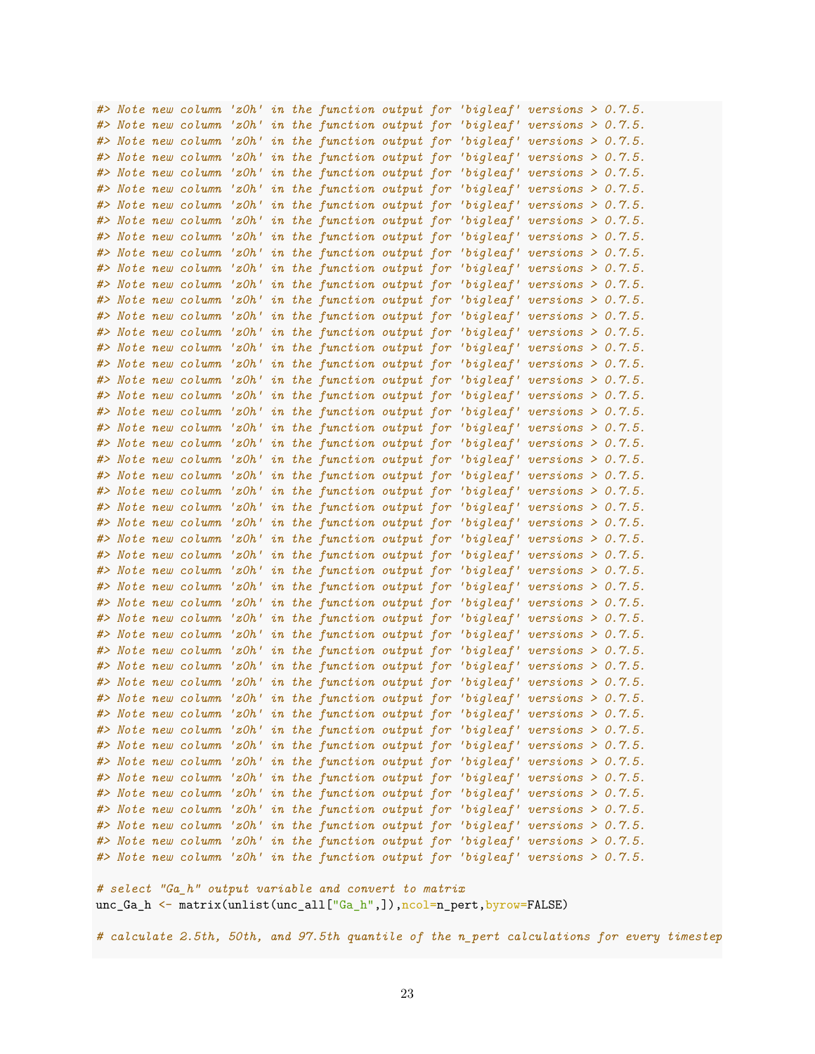```
#> Note new column 'z0h' in the function output for 'bigleaf' versions > 0.7.5.
#> Note new column 'z0h' in the function output for 'bigleaf' versions > 0.7.5.
#> Note new column 'z0h' in the function output for 'bigleaf' versions > 0.7.5.
#> Note new column 'z0h' in the function output for 'bigleaf' versions > 0.7.5.
#> Note new column 'z0h' in the function output for 'bigleaf' versions > 0.7.5.
#> Note new column 'z0h' in the function output for 'bigleaf' versions > 0.7.5.
#> Note new column 'z0h' in the function output for 'bigleaf' versions > 0.7.5.
#> Note new column 'z0h' in the function output for 'bigleaf' versions > 0.7.5.
#> Note new column 'z0h' in the function output for 'bigleaf' versions > 0.7.5.
#> Note new column 'z0h' in the function output for 'bigleaf' versions > 0.7.5.
#> Note new column 'z0h' in the function output for 'bigleaf' versions > 0.7.5.
#> Note new column 'z0h' in the function output for 'bigleaf' versions > 0.7.5.
#> Note new column 'z0h' in the function output for 'bigleaf' versions > 0.7.5.
#> Note new column 'z0h' in the function output for 'bigleaf' versions > 0.7.5.
#> Note new column 'z0h' in the function output for 'bigleaf' versions > 0.7.5.
#> Note new column 'z0h' in the function output for 'bigleaf' versions > 0.7.5.
#> Note new column 'z0h' in the function output for 'bigleaf' versions > 0.7.5.
#> Note new column 'z0h' in the function output for 'bigleaf' versions > 0.7.5.
#> Note new column 'z0h' in the function output for 'bigleaf' versions > 0.7.5.
#> Note new column 'z0h' in the function output for 'bigleaf' versions > 0.7.5.
#> Note new column 'z0h' in the function output for 'bigleaf' versions > 0.7.5.
#> Note new column 'z0h' in the function output for 'bigleaf' versions > 0.7.5.
#> Note new column 'z0h' in the function output for 'bigleaf' versions > 0.7.5.
#> Note new column 'z0h' in the function output for 'bigleaf' versions > 0.7.5.
#> Note new column 'z0h' in the function output for 'bigleaf' versions > 0.7.5.
#> Note new column 'z0h' in the function output for 'bigleaf' versions > 0.7.5.
#> Note new column 'z0h' in the function output for 'bigleaf' versions > 0.7.5.
#> Note new column 'z0h' in the function output for 'bigleaf' versions > 0.7.5.
#> Note new column 'z0h' in the function output for 'bigleaf' versions > 0.7.5.
#> Note new column 'z0h' in the function output for 'bigleaf' versions > 0.7.5.
#> Note new column 'z0h' in the function output for 'bigleaf' versions > 0.7.5.
#> Note new column 'z0h' in the function output for 'bigleaf' versions > 0.7.5.
#> Note new column 'z0h' in the function output for 'bigleaf' versions > 0.7.5.
#> Note new column 'z0h' in the function output for 'bigleaf' versions > 0.7.5.
#> Note new column 'z0h' in the function output for 'bigleaf' versions > 0.7.5.
#> Note new column 'z0h' in the function output for 'bigleaf' versions > 0.7.5.
#> Note new column 'z0h' in the function output for 'bigleaf' versions > 0.7.5.
#> Note new column 'z0h' in the function output for 'bigleaf' versions > 0.7.5.
#> Note new column 'z0h' in the function output for 'bigleaf' versions > 0.7.5.
#> Note new column 'z0h' in the function output for 'bigleaf' versions > 0.7.5.
#> Note new column 'z0h' in the function output for 'bigleaf' versions > 0.7.5.
#> Note new column 'z0h' in the function output for 'bigleaf' versions > 0.7.5.
#> Note new column 'z0h' in the function output for 'bigleaf' versions > 0.7.5.
#> Note new column 'z0h' in the function output for 'bigleaf' versions > 0.7.5.
#> Note new column 'z0h' in the function output for 'bigleaf' versions > 0.7.5.
#> Note new column 'z0h' in the function output for 'bigleaf' versions > 0.7.5.
#> Note new column 'z0h' in the function output for 'bigleaf' versions > 0.7.5.
#> Note new column 'z0h' in the function output for 'bigleaf' versions > 0.7.5.

# select "Ga_h" output variable and convert to matrix
unc_Ga_h <- matrix(unlist(unc_all["Ga_h",]),ncol=n_pert,byrow=FALSE)

# calculate 2.5th, 50th, and 97.5th quantile of the n_pert calculations for every timestep
```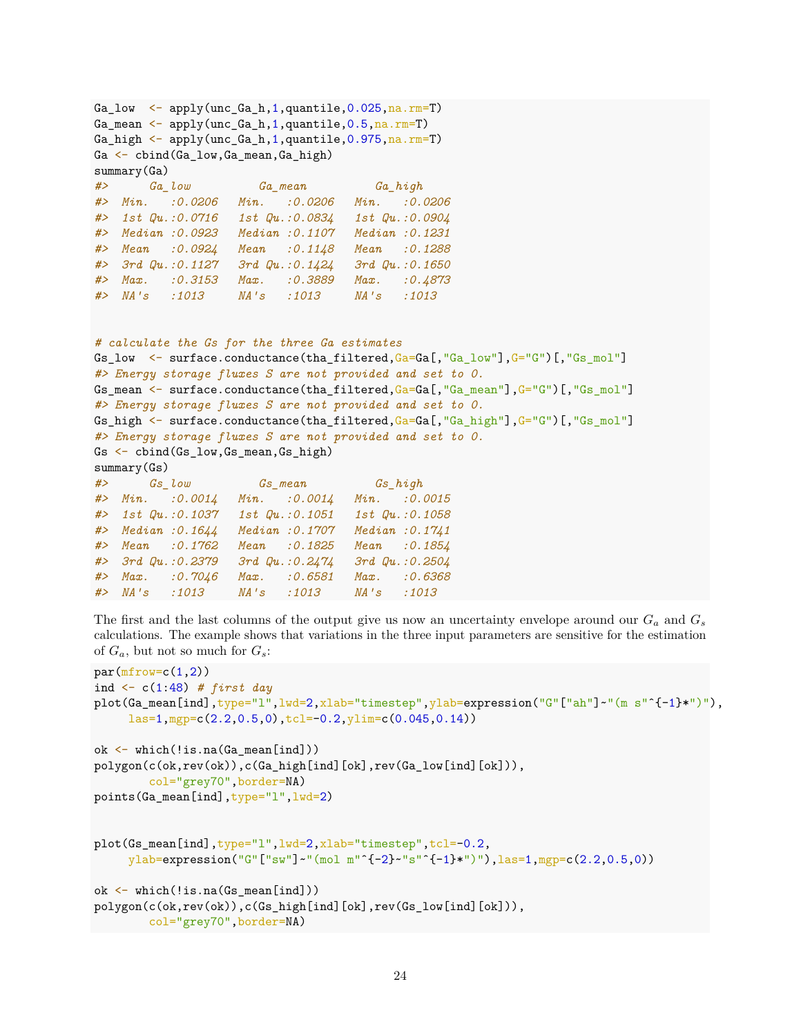```r
Ga_low  <- apply(unc_Ga_h,1,quantile,0.025,na.rm=T)
Ga_mean <- apply(unc_Ga_h,1,quantile,0.5,na.rm=T)
Ga_high <- apply(unc_Ga_h,1,quantile,0.975,na.rm=T)
Ga <- cbind(Ga_low,Ga_mean,Ga_high)
summary(Ga)
#>      Ga_low          Ga_mean          Ga_high
#>  Min.   :0.0206   Min.   :0.0206   Min.   :0.0206
#>  1st Qu.:0.0716   1st Qu.:0.0834   1st Qu.:0.0904
#>  Median :0.0923   Median :0.1107   Median :0.1231
#>  Mean   :0.0924   Mean   :0.1148   Mean   :0.1288
#>  3rd Qu.:0.1127   3rd Qu.:0.1424   3rd Qu.:0.1650
#>  Max.   :0.3153   Max.   :0.3889   Max.   :0.4873
#>  NA's   :1013     NA's   :1013     NA's   :1013


# calculate the Gs for the three Ga estimates
Gs_low  <- surface.conductance(tha_filtered,Ga=Ga[,"Ga_low"],G="G")[,"Gs_mol"]
#> Energy storage fluxes S are not provided and set to 0.
Gs_mean <- surface.conductance(tha_filtered,Ga=Ga[,"Ga_mean"],G="G")[,"Gs_mol"]
#> Energy storage fluxes S are not provided and set to 0.
Gs_high <- surface.conductance(tha_filtered,Ga=Ga[,"Ga_high"],G="G")[,"Gs_mol"]
#> Energy storage fluxes S are not provided and set to 0.
Gs <- cbind(Gs_low,Gs_mean,Gs_high)
summary(Gs)
#>      Gs_low          Gs_mean          Gs_high
#>  Min.   :0.0014   Min.   :0.0014   Min.   :0.0015
#>  1st Qu.:0.1037   1st Qu.:0.1051   1st Qu.:0.1058
#>  Median :0.1644   Median :0.1707   Median :0.1741
#>  Mean   :0.1762   Mean   :0.1825   Mean   :0.1854
#>  3rd Qu.:0.2379   3rd Qu.:0.2474   3rd Qu.:0.2504
#>  Max.   :0.7046   Max.   :0.6581   Max.   :0.6368
#>  NA's   :1013     NA's   :1013     NA's   :1013
```

The first and the last columns of the output give us now an uncertainty envelope around our $G_a$ and $G_s$ calculations. The example shows that variations in the three input parameters are sensitive for the estimation of $G_a$, but not so much for $G_s$:

```r
par(mfrow=c(1,2))
ind <- c(1:48) # first day
plot(Ga_mean[ind],type="l",lwd=2,xlab="timestep",ylab=expression("G"["ah"]~"(m s"^{-1}*")"),
     las=1,mgp=c(2.2,0.5,0),tcl=-0.2,ylim=c(0.045,0.14))

ok <- which(!is.na(Ga_mean[ind]))
polygon(c(ok,rev(ok)),c(Ga_high[ind][ok],rev(Ga_low[ind][ok])),
        col="grey70",border=NA)
points(Ga_mean[ind],type="l",lwd=2)


plot(Gs_mean[ind],type="l",lwd=2,xlab="timestep",tcl=-0.2,
     ylab=expression("G"["sw"]~"(mol m"^{-2}~"s"^{-1}*")"),las=1,mgp=c(2.2,0.5,0))

ok <- which(!is.na(Gs_mean[ind]))
polygon(c(ok,rev(ok)),c(Gs_high[ind][ok],rev(Gs_low[ind][ok])),
        col="grey70",border=NA)
```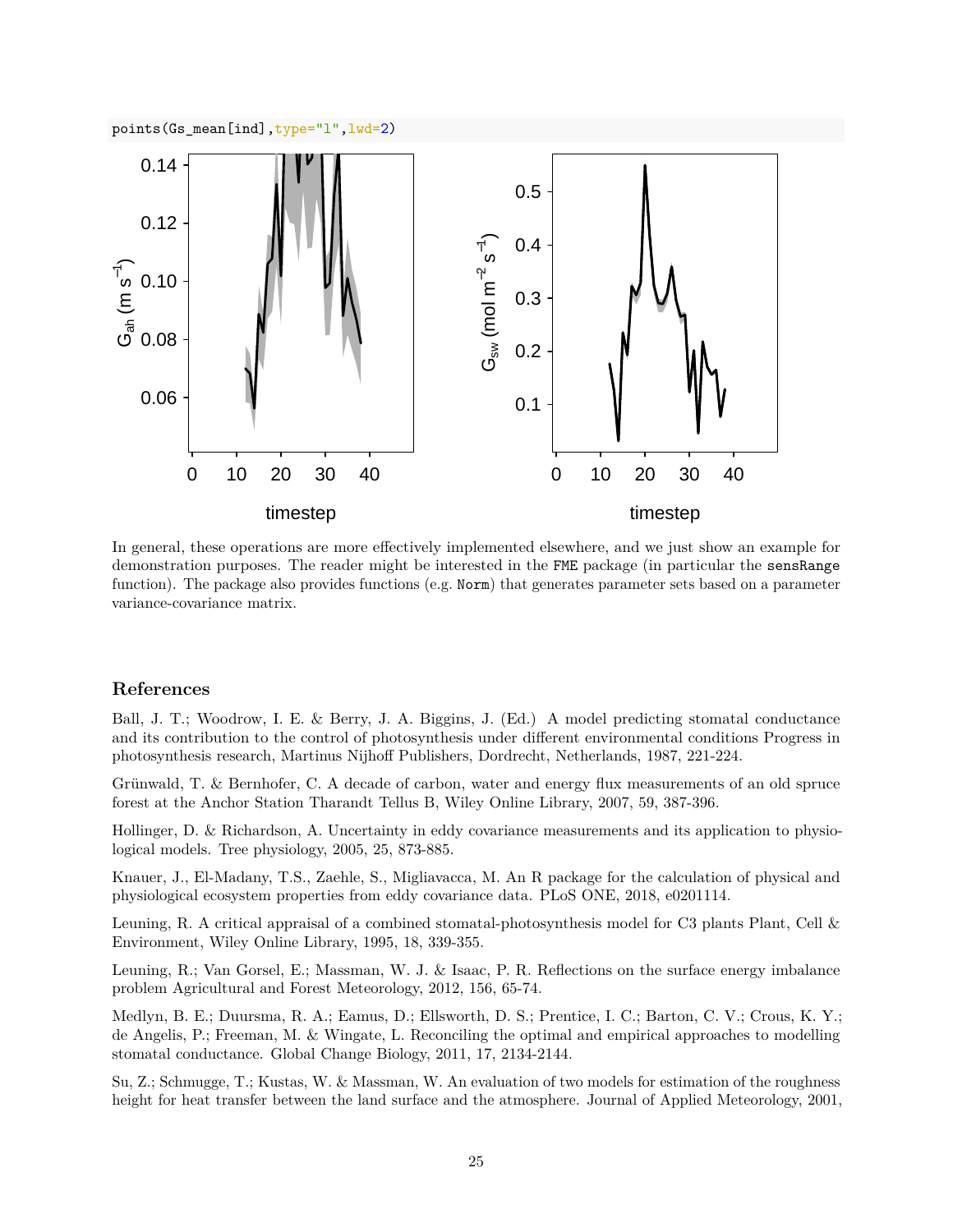```
points(Gs_mean[ind],type="l",lwd=2)
```

In general, these operations are more effectively implemented elsewhere, and we just show an example for demonstration purposes. The reader might be interested in the `FME` package (in particular the `sensRange` function). The package also provides functions (e.g. `Norm`) that generates parameter sets based on a parameter variance-covariance matrix.

## References

Ball, J. T.; Woodrow, I. E. & Berry, J. A. Biggins, J. (Ed.) A model predicting stomatal conductance and its contribution to the control of photosynthesis under different environmental conditions Progress in photosynthesis research, Martinus Nijhoff Publishers, Dordrecht, Netherlands, 1987, 221-224.

Grünwald, T. & Bernhofer, C. A decade of carbon, water and energy flux measurements of an old spruce forest at the Anchor Station Tharandt Tellus B, Wiley Online Library, 2007, 59, 387-396.

Hollinger, D. & Richardson, A. Uncertainty in eddy covariance measurements and its application to physiological models. Tree physiology, 2005, 25, 873-885.

Knauer, J., El-Madany, T.S., Zaehle, S., Migliavacca, M. An R package for the calculation of physical and physiological ecosystem properties from eddy covariance data. PLoS ONE, 2018, e0201114.

Leuning, R. A critical appraisal of a combined stomatal-photosynthesis model for C3 plants Plant, Cell & Environment, Wiley Online Library, 1995, 18, 339-355.

Leuning, R.; Van Gorsel, E.; Massman, W. J. & Isaac, P. R. Reflections on the surface energy imbalance problem Agricultural and Forest Meteorology, 2012, 156, 65-74.

Medlyn, B. E.; Duursma, R. A.; Eamus, D.; Ellsworth, D. S.; Prentice, I. C.; Barton, C. V.; Crous, K. Y.; de Angelis, P.; Freeman, M. & Wingate, L. Reconciling the optimal and empirical approaches to modelling stomatal conductance. Global Change Biology, 2011, 17, 2134-2144.

Su, Z.; Schmugge, T.; Kustas, W. & Massman, W. An evaluation of two models for estimation of the roughness height for heat transfer between the land surface and the atmosphere. Journal of Applied Meteorology, 2001,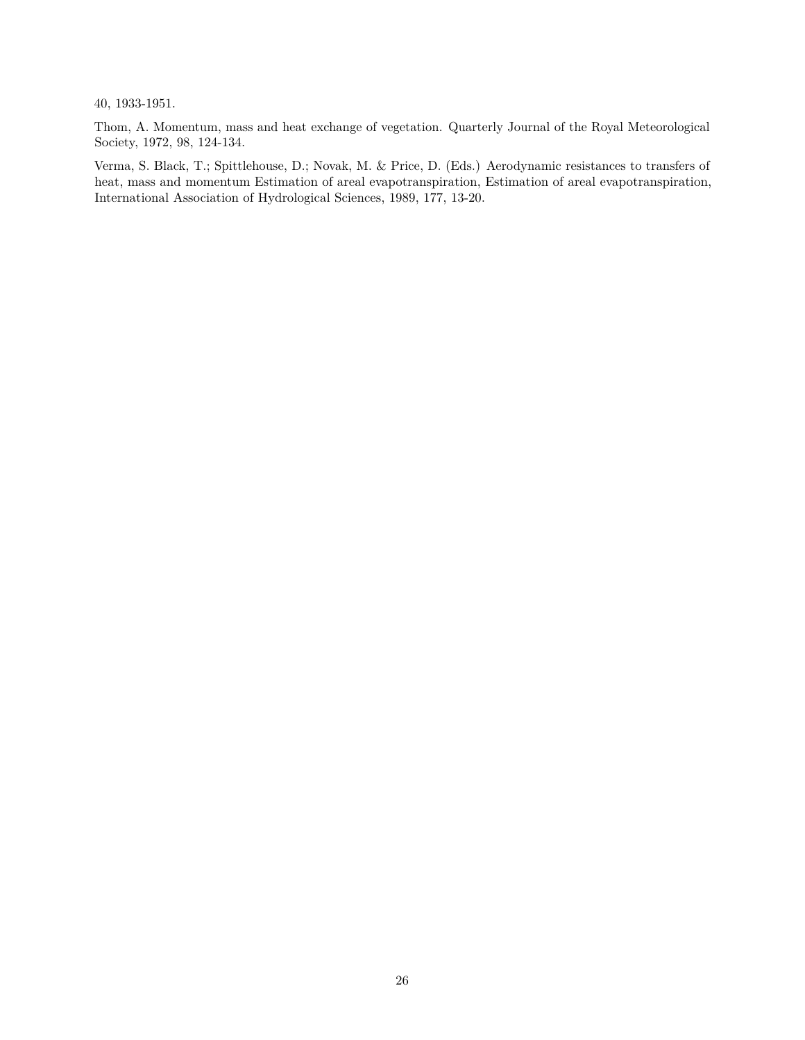40, 1933-1951.

Thom, A. Momentum, mass and heat exchange of vegetation. Quarterly Journal of the Royal Meteorological Society, 1972, 98, 124-134.

Verma, S. Black, T.; Spittlehouse, D.; Novak, M. & Price, D. (Eds.) Aerodynamic resistances to transfers of heat, mass and momentum Estimation of areal evapotranspiration, Estimation of areal evapotranspiration, International Association of Hydrological Sciences, 1989, 177, 13-20.